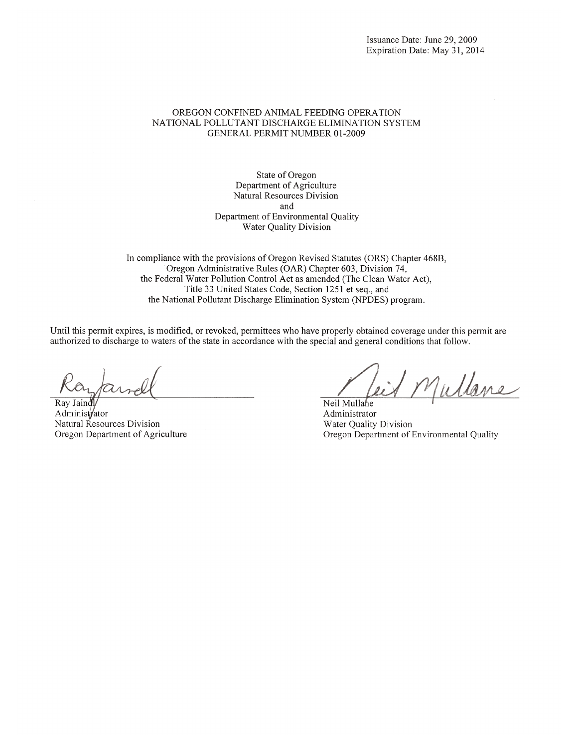Issuance Date: June 29, 2009
Expiration Date: May 31, 2014

# OREGON CONFINED ANIMAL FEEDING OPERATION
# NATIONAL POLLUTANT DISCHARGE ELIMINATION SYSTEM
# GENERAL PERMIT NUMBER 01-2009

State of Oregon
Department of Agriculture
Natural Resources Division
and
Department of Environmental Quality
Water Quality Division

In compliance with the provisions of Oregon Revised Statutes (ORS) Chapter 468B, Oregon Administrative Rules (OAR) Chapter 603, Division 74, the Federal Water Pollution Control Act as amended (The Clean Water Act), Title 33 United States Code, Section 1251 et seq., and the National Pollutant Discharge Elimination System (NPDES) program.

Until this permit expires, is modified, or revoked, permittees who have properly obtained coverage under this permit are authorized to discharge to waters of the state in accordance with the special and general conditions that follow.

Ray Jaindl
Administrator
Natural Resources Division
Oregon Department of Agriculture

Neil Mullane
Administrator
Water Quality Division
Oregon Department of Environmental Quality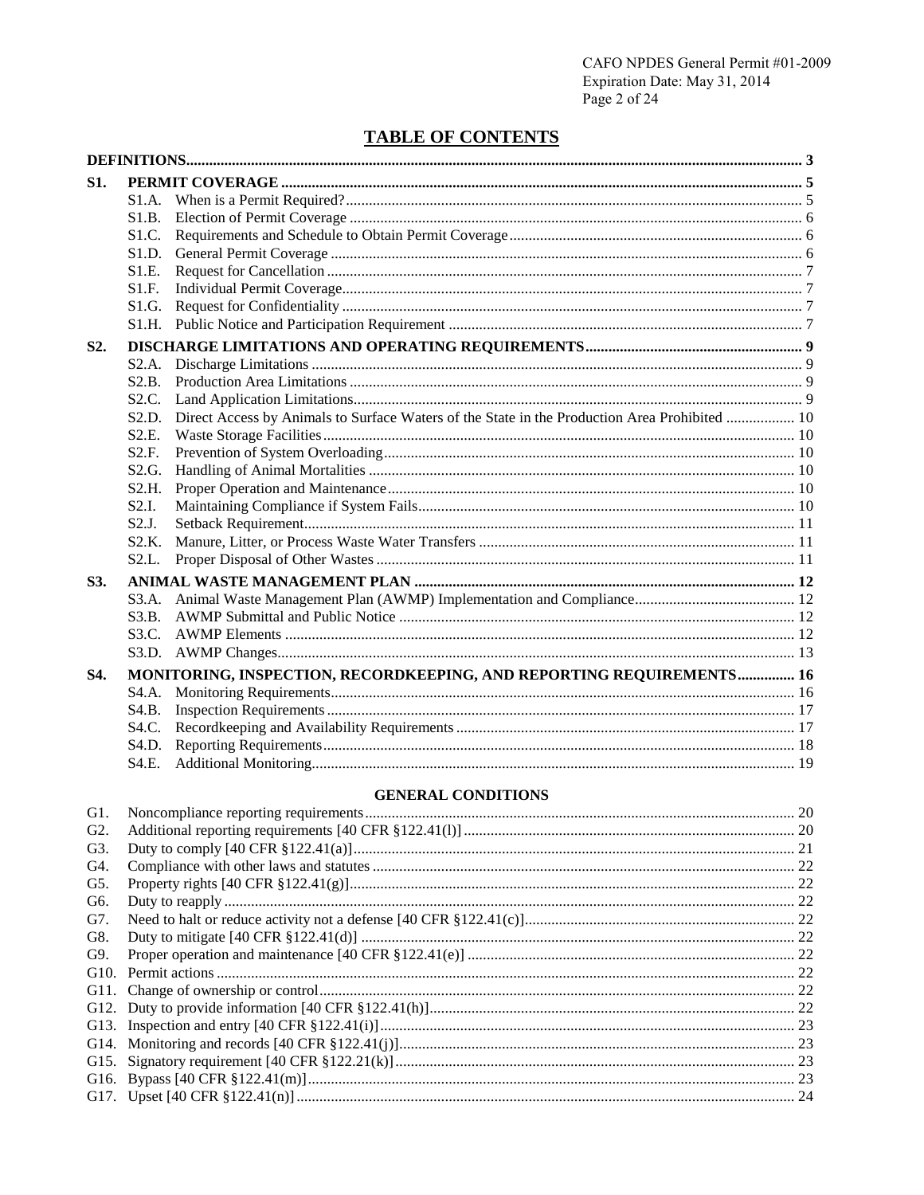# TABLE OF CONTENTS

**DEFINITIONS** ..... 3

**S1. PERMIT COVERAGE** ..... 5

- S1.A. When is a Permit Required? ..... 5
- S1.B. Election of Permit Coverage ..... 6
- S1.C. Requirements and Schedule to Obtain Permit Coverage ..... 6
- S1.D. General Permit Coverage ..... 6
- S1.E. Request for Cancellation ..... 7
- S1.F. Individual Permit Coverage ..... 7
- S1.G. Request for Confidentiality ..... 7
- S1.H. Public Notice and Participation Requirement ..... 7

**S2. DISCHARGE LIMITATIONS AND OPERATING REQUIREMENTS** ..... 9

- S2.A. Discharge Limitations ..... 9
- S2.B. Production Area Limitations ..... 9
- S2.C. Land Application Limitations ..... 9
- S2.D. Direct Access by Animals to Surface Waters of the State in the Production Area Prohibited ..... 10
- S2.E. Waste Storage Facilities ..... 10
- S2.F. Prevention of System Overloading ..... 10
- S2.G. Handling of Animal Mortalities ..... 10
- S2.H. Proper Operation and Maintenance ..... 10
- S2.I. Maintaining Compliance if System Fails ..... 10
- S2.J. Setback Requirement ..... 11
- S2.K. Manure, Litter, or Process Waste Water Transfers ..... 11
- S2.L. Proper Disposal of Other Wastes ..... 11

**S3. ANIMAL WASTE MANAGEMENT PLAN** ..... 12

- S3.A. Animal Waste Management Plan (AWMP) Implementation and Compliance ..... 12
- S3.B. AWMP Submittal and Public Notice ..... 12
- S3.C. AWMP Elements ..... 12
- S3.D. AWMP Changes ..... 13

**S4. MONITORING, INSPECTION, RECORDKEEPING, AND REPORTING REQUIREMENTS** ..... 16

- S4.A. Monitoring Requirements ..... 16
- S4.B. Inspection Requirements ..... 17
- S4.C. Recordkeeping and Availability Requirements ..... 17
- S4.D. Reporting Requirements ..... 18
- S4.E. Additional Monitoring ..... 19

**GENERAL CONDITIONS**

- G1. Noncompliance reporting requirements ..... 20
- G2. Additional reporting requirements [40 CFR §122.41(l)] ..... 20
- G3. Duty to comply [40 CFR §122.41(a)] ..... 21
- G4. Compliance with other laws and statutes ..... 22
- G5. Property rights [40 CFR §122.41(g)] ..... 22
- G6. Duty to reapply ..... 22
- G7. Need to halt or reduce activity not a defense [40 CFR §122.41(c)] ..... 22
- G8. Duty to mitigate [40 CFR §122.41(d)] ..... 22
- G9. Proper operation and maintenance [40 CFR §122.41(e)] ..... 22
- G10. Permit actions ..... 22
- G11. Change of ownership or control ..... 22
- G12. Duty to provide information [40 CFR §122.41(h)] ..... 22
- G13. Inspection and entry [40 CFR §122.41(i)] ..... 23
- G14. Monitoring and records [40 CFR §122.41(j)] ..... 23
- G15. Signatory requirement [40 CFR §122.21(k)] ..... 23
- G16. Bypass [40 CFR §122.41(m)] ..... 23
- G17. Upset [40 CFR §122.41(n)] ..... 24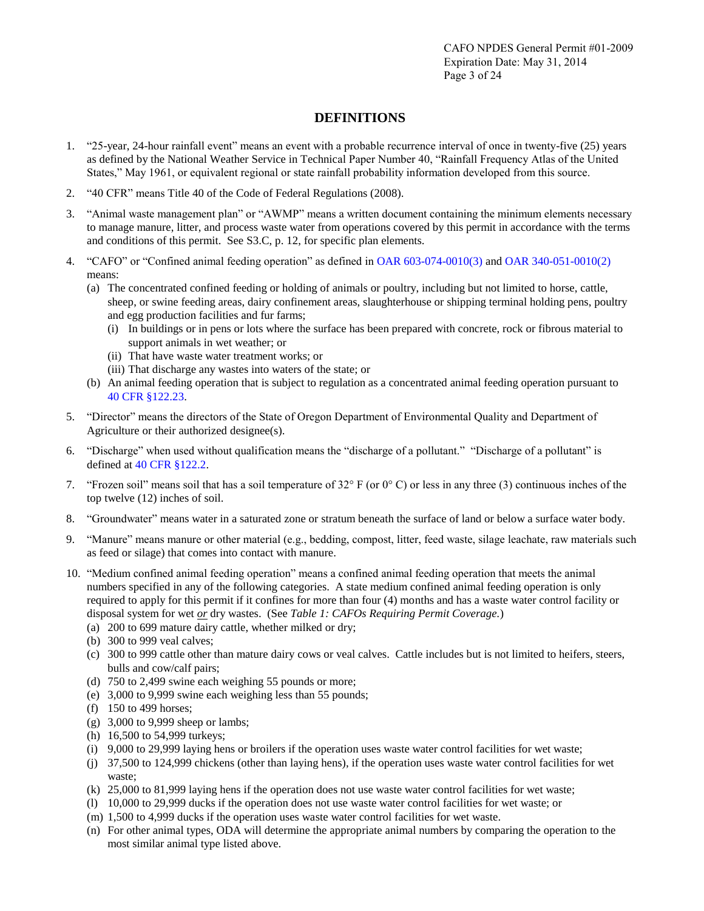# DEFINITIONS

1. "25-year, 24-hour rainfall event" means an event with a probable recurrence interval of once in twenty-five (25) years as defined by the National Weather Service in Technical Paper Number 40, "Rainfall Frequency Atlas of the United States," May 1961, or equivalent regional or state rainfall probability information developed from this source.

2. "40 CFR" means Title 40 of the Code of Federal Regulations (2008).

3. "Animal waste management plan" or "AWMP" means a written document containing the minimum elements necessary to manage manure, litter, and process waste water from operations covered by this permit in accordance with the terms and conditions of this permit. See S3.C, p. 12, for specific plan elements.

4. "CAFO" or "Confined animal feeding operation" as defined in OAR 603-074-0010(3) and OAR 340-051-0010(2) means:
   - (a) The concentrated confined feeding or holding of animals or poultry, including but not limited to horse, cattle, sheep, or swine feeding areas, dairy confinement areas, slaughterhouse or shipping terminal holding pens, poultry and egg production facilities and fur farms;
     - (i) In buildings or in pens or lots where the surface has been prepared with concrete, rock or fibrous material to support animals in wet weather; or
     - (ii) That have waste water treatment works; or
     - (iii) That discharge any wastes into waters of the state; or
   - (b) An animal feeding operation that is subject to regulation as a concentrated animal feeding operation pursuant to 40 CFR §122.23.

5. "Director" means the directors of the State of Oregon Department of Environmental Quality and Department of Agriculture or their authorized designee(s).

6. "Discharge" when used without qualification means the "discharge of a pollutant." "Discharge of a pollutant" is defined at 40 CFR §122.2.

7. "Frozen soil" means soil that has a soil temperature of 32° F (or 0° C) or less in any three (3) continuous inches of the top twelve (12) inches of soil.

8. "Groundwater" means water in a saturated zone or stratum beneath the surface of land or below a surface water body.

9. "Manure" means manure or other material (e.g., bedding, compost, litter, feed waste, silage leachate, raw materials such as feed or silage) that comes into contact with manure.

10. "Medium confined animal feeding operation" means a confined animal feeding operation that meets the animal numbers specified in any of the following categories. A state medium confined animal feeding operation is only required to apply for this permit if it confines for more than four (4) months and has a waste water control facility or disposal system for wet *or* dry wastes. (See *Table 1: CAFOs Requiring Permit Coverage.*)
    - (a) 200 to 699 mature dairy cattle, whether milked or dry;
    - (b) 300 to 999 veal calves;
    - (c) 300 to 999 cattle other than mature dairy cows or veal calves. Cattle includes but is not limited to heifers, steers, bulls and cow/calf pairs;
    - (d) 750 to 2,499 swine each weighing 55 pounds or more;
    - (e) 3,000 to 9,999 swine each weighing less than 55 pounds;
    - (f) 150 to 499 horses;
    - (g) 3,000 to 9,999 sheep or lambs;
    - (h) 16,500 to 54,999 turkeys;
    - (i) 9,000 to 29,999 laying hens or broilers if the operation uses waste water control facilities for wet waste;
    - (j) 37,500 to 124,999 chickens (other than laying hens), if the operation uses waste water control facilities for wet waste;
    - (k) 25,000 to 81,999 laying hens if the operation does not use waste water control facilities for wet waste;
    - (l) 10,000 to 29,999 ducks if the operation does not use waste water control facilities for wet waste; or
    - (m) 1,500 to 4,999 ducks if the operation uses waste water control facilities for wet waste.
    - (n) For other animal types, ODA will determine the appropriate animal numbers by comparing the operation to the most similar animal type listed above.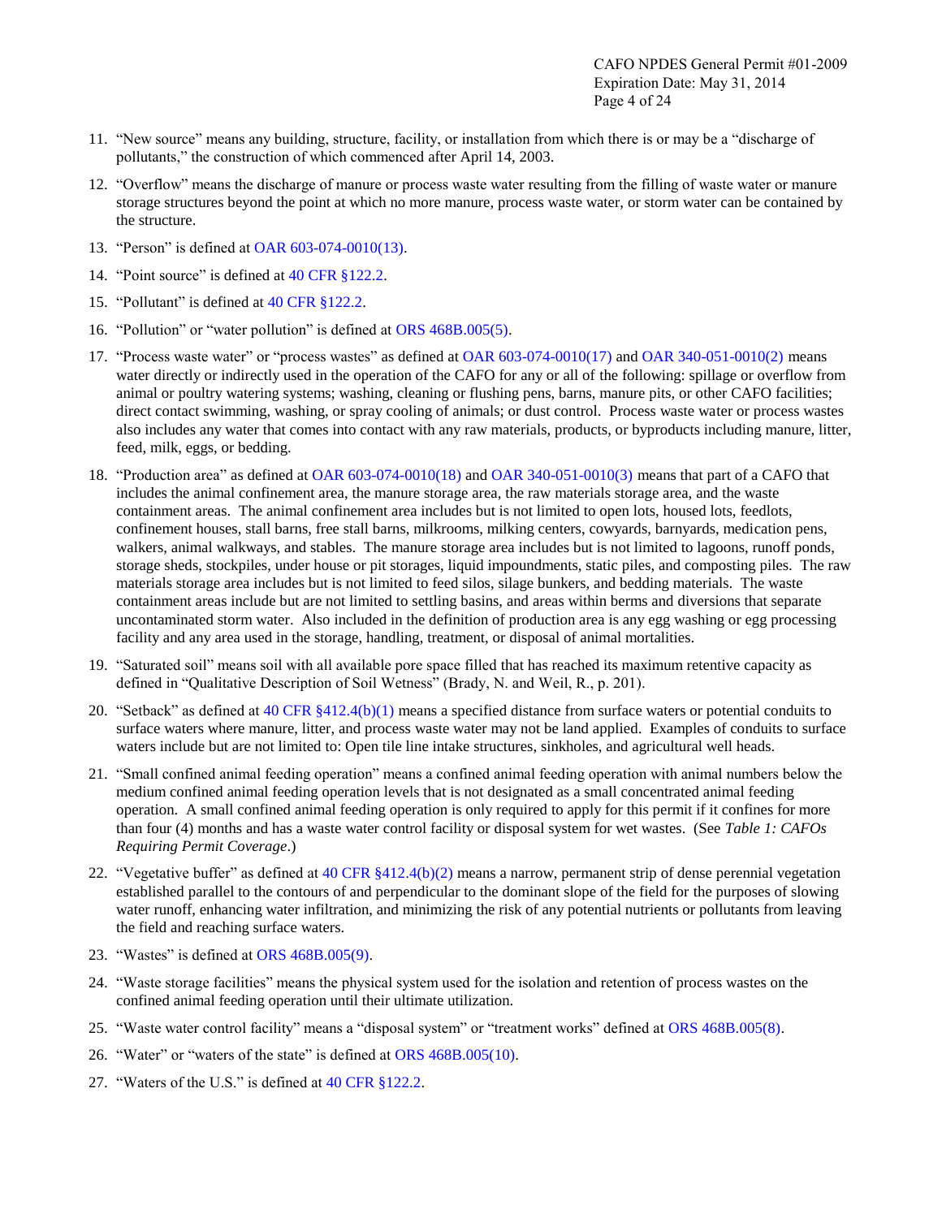11. "New source" means any building, structure, facility, or installation from which there is or may be a "discharge of pollutants," the construction of which commenced after April 14, 2003.
12. "Overflow" means the discharge of manure or process waste water resulting from the filling of waste water or manure storage structures beyond the point at which no more manure, process waste water, or storm water can be contained by the structure.
13. "Person" is defined at OAR 603-074-0010(13).
14. "Point source" is defined at 40 CFR §122.2.
15. "Pollutant" is defined at 40 CFR §122.2.
16. "Pollution" or "water pollution" is defined at ORS 468B.005(5).
17. "Process waste water" or "process wastes" as defined at OAR 603-074-0010(17) and OAR 340-051-0010(2) means water directly or indirectly used in the operation of the CAFO for any or all of the following: spillage or overflow from animal or poultry watering systems; washing, cleaning or flushing pens, barns, manure pits, or other CAFO facilities; direct contact swimming, washing, or spray cooling of animals; or dust control. Process waste water or process wastes also includes any water that comes into contact with any raw materials, products, or byproducts including manure, litter, feed, milk, eggs, or bedding.
18. "Production area" as defined at OAR 603-074-0010(18) and OAR 340-051-0010(3) means that part of a CAFO that includes the animal confinement area, the manure storage area, the raw materials storage area, and the waste containment areas. The animal confinement area includes but is not limited to open lots, housed lots, feedlots, confinement houses, stall barns, free stall barns, milkrooms, milking centers, cowyards, barnyards, medication pens, walkers, animal walkways, and stables. The manure storage area includes but is not limited to lagoons, runoff ponds, storage sheds, stockpiles, under house or pit storages, liquid impoundments, static piles, and composting piles. The raw materials storage area includes but is not limited to feed silos, silage bunkers, and bedding materials. The waste containment areas include but are not limited to settling basins, and areas within berms and diversions that separate uncontaminated storm water. Also included in the definition of production area is any egg washing or egg processing facility and any area used in the storage, handling, treatment, or disposal of animal mortalities.
19. "Saturated soil" means soil with all available pore space filled that has reached its maximum retentive capacity as defined in "Qualitative Description of Soil Wetness" (Brady, N. and Weil, R., p. 201).
20. "Setback" as defined at 40 CFR §412.4(b)(1) means a specified distance from surface waters or potential conduits to surface waters where manure, litter, and process waste water may not be land applied. Examples of conduits to surface waters include but are not limited to: Open tile line intake structures, sinkholes, and agricultural well heads.
21. "Small confined animal feeding operation" means a confined animal feeding operation with animal numbers below the medium confined animal feeding operation levels that is not designated as a small concentrated animal feeding operation. A small confined animal feeding operation is only required to apply for this permit if it confines for more than four (4) months and has a waste water control facility or disposal system for wet wastes. (See *Table 1: CAFOs Requiring Permit Coverage*.)
22. "Vegetative buffer" as defined at 40 CFR §412.4(b)(2) means a narrow, permanent strip of dense perennial vegetation established parallel to the contours of and perpendicular to the dominant slope of the field for the purposes of slowing water runoff, enhancing water infiltration, and minimizing the risk of any potential nutrients or pollutants from leaving the field and reaching surface waters.
23. "Wastes" is defined at ORS 468B.005(9).
24. "Waste storage facilities" means the physical system used for the isolation and retention of process wastes on the confined animal feeding operation until their ultimate utilization.
25. "Waste water control facility" means a "disposal system" or "treatment works" defined at ORS 468B.005(8).
26. "Water" or "waters of the state" is defined at ORS 468B.005(10).
27. "Waters of the U.S." is defined at 40 CFR §122.2.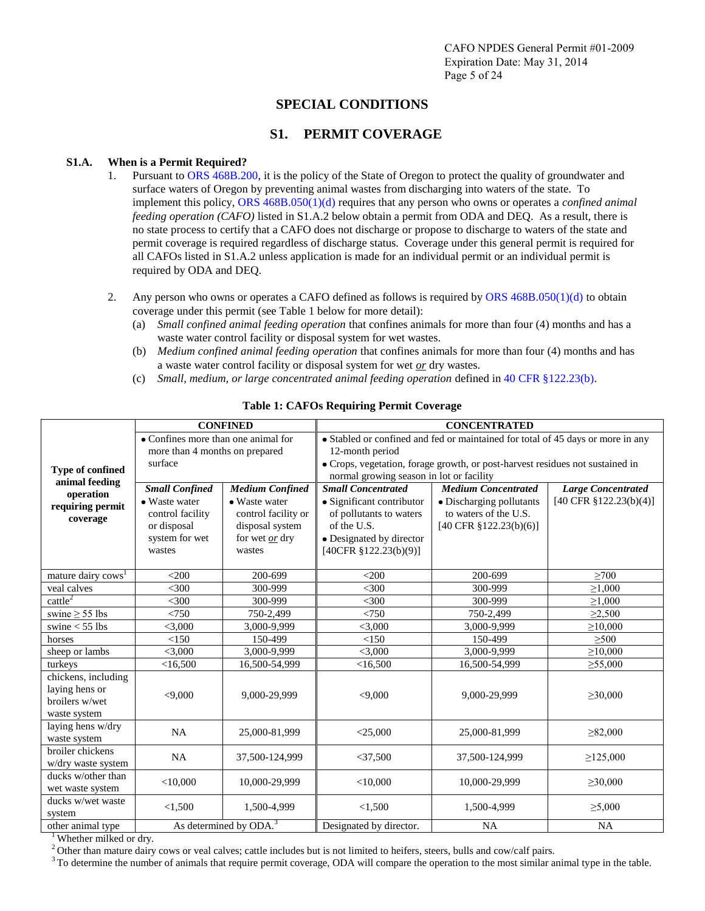## SPECIAL CONDITIONS

## S1. PERMIT COVERAGE

### S1.A. When is a Permit Required?

1. Pursuant to ORS 468B.200, it is the policy of the State of Oregon to protect the quality of groundwater and surface waters of Oregon by preventing animal wastes from discharging into waters of the state. To implement this policy, ORS 468B.050(1)(d) requires that any person who owns or operates a *confined animal feeding operation (CAFO)* listed in S1.A.2 below obtain a permit from ODA and DEQ. As a result, there is no state process to certify that a CAFO does not discharge or propose to discharge to waters of the state and permit coverage is required regardless of discharge status. Coverage under this general permit is required for all CAFOs listed in S1.A.2 unless application is made for an individual permit or an individual permit is required by ODA and DEQ.

2. Any person who owns or operates a CAFO defined as follows is required by ORS 468B.050(1)(d) to obtain coverage under this permit (see Table 1 below for more detail):
   (a) *Small confined animal feeding operation* that confines animals for more than four (4) months and has a waste water control facility or disposal system for wet wastes.
   (b) *Medium confined animal feeding operation* that confines animals for more than four (4) months and has a waste water control facility or disposal system for wet ***or*** dry wastes.
   (c) *Small, medium, or large concentrated animal feeding operation* defined in 40 CFR §122.23(b).

**Table 1: CAFOs Requiring Permit Coverage**

| Type of confined animal feeding operation requiring permit coverage | CONFINED<br>• Confines more than one animal for more than 4 months on prepared surface | | CONCENTRATED<br>• Stabled or confined and fed or maintained for total of 45 days or more in any 12-month period<br>• Crops, vegetation, forage growth, or post-harvest residues not sustained in normal growing season in lot or facility | | |
|---|---|---|---|---|---|
| | ***Small Confined***<br>• Waste water control facility or disposal system for wet wastes | ***Medium Confined***<br>• Waste water control facility or disposal system for wet ***or*** dry wastes | ***Small Concentrated***<br>• Significant contributor of pollutants to waters of the U.S.<br>• Designated by director [40CFR §122.23(b)(9)] | ***Medium Concentrated***<br>• Discharging pollutants to waters of the U.S. [40 CFR §122.23(b)(6)] | ***Large Concentrated***<br>[40 CFR §122.23(b)(4)] |
| mature dairy cows[1] | <200 | 200-699 | <200 | 200-699 | ≥700 |
| veal calves | <300 | 300-999 | <300 | 300-999 | ≥1,000 |
| cattle[2] | <300 | 300-999 | <300 | 300-999 | ≥1,000 |
| swine ≥ 55 lbs | <750 | 750-2,499 | <750 | 750-2,499 | ≥2,500 |
| swine < 55 lbs | <3,000 | 3,000-9,999 | <3,000 | 3,000-9,999 | ≥10,000 |
| horses | <150 | 150-499 | <150 | 150-499 | ≥500 |
| sheep or lambs | <3,000 | 3,000-9,999 | <3,000 | 3,000-9,999 | ≥10,000 |
| turkeys | <16,500 | 16,500-54,999 | <16,500 | 16,500-54,999 | ≥55,000 |
| chickens, including laying hens or broilers w/wet waste system | <9,000 | 9,000-29,999 | <9,000 | 9,000-29,999 | ≥30,000 |
| laying hens w/dry waste system | NA | 25,000-81,999 | <25,000 | 25,000-81,999 | ≥82,000 |
| broiler chickens w/dry waste system | NA | 37,500-124,999 | <37,500 | 37,500-124,999 | ≥125,000 |
| ducks w/other than wet waste system | <10,000 | 10,000-29,999 | <10,000 | 10,000-29,999 | ≥30,000 |
| ducks w/wet waste system | <1,500 | 1,500-4,999 | <1,500 | 1,500-4,999 | ≥5,000 |
| other animal type | As determined by ODA.[3] | | Designated by director. | NA | NA |

[1] Whether milked or dry.
[2] Other than mature dairy cows or veal calves; cattle includes but is not limited to heifers, steers, bulls and cow/calf pairs.
[3] To determine the number of animals that require permit coverage, ODA will compare the operation to the most similar animal type in the table.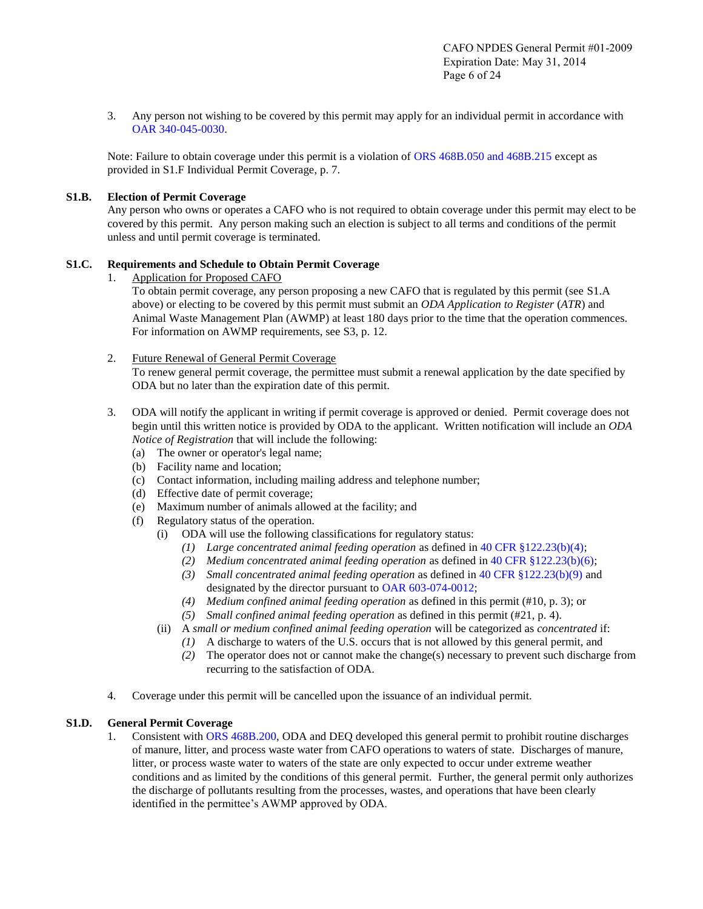3. Any person not wishing to be covered by this permit may apply for an individual permit in accordance with OAR 340-045-0030.

Note: Failure to obtain coverage under this permit is a violation of ORS 468B.050 and 468B.215 except as provided in S1.F Individual Permit Coverage, p. 7.

### S1.B. Election of Permit Coverage

Any person who owns or operates a CAFO who is not required to obtain coverage under this permit may elect to be covered by this permit. Any person making such an election is subject to all terms and conditions of the permit unless and until permit coverage is terminated.

### S1.C. Requirements and Schedule to Obtain Permit Coverage

1. Application for Proposed CAFO
   To obtain permit coverage, any person proposing a new CAFO that is regulated by this permit (see S1.A above) or electing to be covered by this permit must submit an *ODA Application to Register* (*ATR*) and Animal Waste Management Plan (AWMP) at least 180 days prior to the time that the operation commences. For information on AWMP requirements, see S3, p. 12.

2. Future Renewal of General Permit Coverage
   To renew general permit coverage, the permittee must submit a renewal application by the date specified by ODA but no later than the expiration date of this permit.

3. ODA will notify the applicant in writing if permit coverage is approved or denied. Permit coverage does not begin until this written notice is provided by ODA to the applicant. Written notification will include an *ODA Notice of Registration* that will include the following:
   (a) The owner or operator's legal name;
   (b) Facility name and location;
   (c) Contact information, including mailing address and telephone number;
   (d) Effective date of permit coverage;
   (e) Maximum number of animals allowed at the facility; and
   (f) Regulatory status of the operation.
      (i) ODA will use the following classifications for regulatory status:
         *(1)* *Large concentrated animal feeding operation* as defined in 40 CFR §122.23(b)(4);
         *(2)* *Medium concentrated animal feeding operation* as defined in 40 CFR §122.23(b)(6);
         *(3)* *Small concentrated animal feeding operation* as defined in 40 CFR §122.23(b)(9) and designated by the director pursuant to OAR 603-074-0012;
         *(4)* *Medium confined animal feeding operation* as defined in this permit (#10, p. 3); or
         *(5)* *Small confined animal feeding operation* as defined in this permit (#21, p. 4).
      (ii) A *small or medium confined animal feeding operation* will be categorized as *concentrated* if:
         *(1)* A discharge to waters of the U.S. occurs that is not allowed by this general permit, and
         *(2)* The operator does not or cannot make the change(s) necessary to prevent such discharge from recurring to the satisfaction of ODA.

4. Coverage under this permit will be cancelled upon the issuance of an individual permit.

### S1.D. General Permit Coverage

1. Consistent with ORS 468B.200, ODA and DEQ developed this general permit to prohibit routine discharges of manure, litter, and process waste water from CAFO operations to waters of state. Discharges of manure, litter, or process waste water to waters of the state are only expected to occur under extreme weather conditions and as limited by the conditions of this general permit. Further, the general permit only authorizes the discharge of pollutants resulting from the processes, wastes, and operations that have been clearly identified in the permittee's AWMP approved by ODA.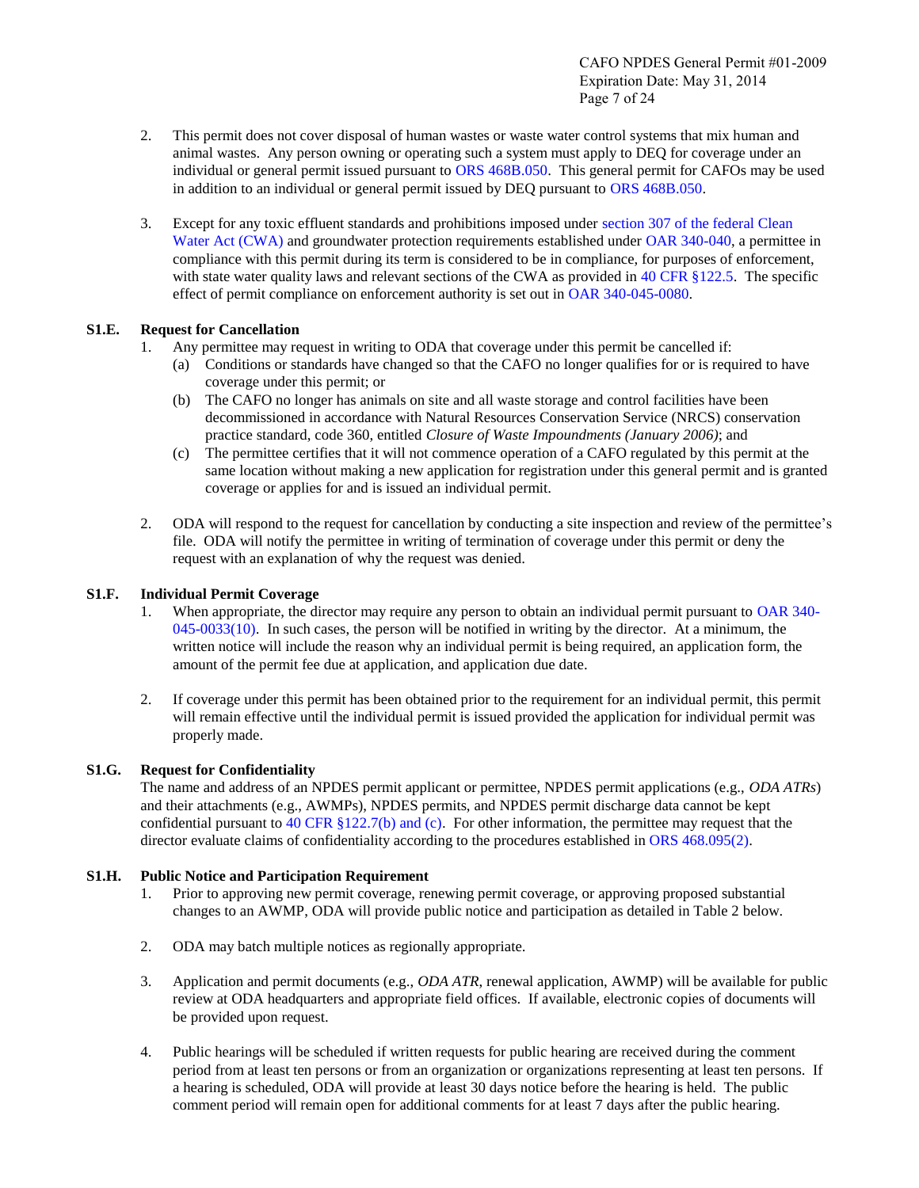2. This permit does not cover disposal of human wastes or waste water control systems that mix human and animal wastes. Any person owning or operating such a system must apply to DEQ for coverage under an individual or general permit issued pursuant to ORS 468B.050. This general permit for CAFOs may be used in addition to an individual or general permit issued by DEQ pursuant to ORS 468B.050.

3. Except for any toxic effluent standards and prohibitions imposed under section 307 of the federal Clean Water Act (CWA) and groundwater protection requirements established under OAR 340-040, a permittee in compliance with this permit during its term is considered to be in compliance, for purposes of enforcement, with state water quality laws and relevant sections of the CWA as provided in 40 CFR §122.5. The specific effect of permit compliance on enforcement authority is set out in OAR 340-045-0080.

### S1.E. Request for Cancellation

1. Any permittee may request in writing to ODA that coverage under this permit be cancelled if:
   - (a) Conditions or standards have changed so that the CAFO no longer qualifies for or is required to have coverage under this permit; or
   - (b) The CAFO no longer has animals on site and all waste storage and control facilities have been decommissioned in accordance with Natural Resources Conservation Service (NRCS) conservation practice standard, code 360, entitled *Closure of Waste Impoundments (January 2006)*; and
   - (c) The permittee certifies that it will not commence operation of a CAFO regulated by this permit at the same location without making a new application for registration under this general permit and is granted coverage or applies for and is issued an individual permit.

2. ODA will respond to the request for cancellation by conducting a site inspection and review of the permittee's file. ODA will notify the permittee in writing of termination of coverage under this permit or deny the request with an explanation of why the request was denied.

### S1.F. Individual Permit Coverage

1. When appropriate, the director may require any person to obtain an individual permit pursuant to OAR 340-045-0033(10). In such cases, the person will be notified in writing by the director. At a minimum, the written notice will include the reason why an individual permit is being required, an application form, the amount of the permit fee due at application, and application due date.

2. If coverage under this permit has been obtained prior to the requirement for an individual permit, this permit will remain effective until the individual permit is issued provided the application for individual permit was properly made.

### S1.G. Request for Confidentiality

The name and address of an NPDES permit applicant or permittee, NPDES permit applications (e.g., *ODA ATRs*) and their attachments (e.g., AWMPs), NPDES permits, and NPDES permit discharge data cannot be kept confidential pursuant to 40 CFR §122.7(b) and (c). For other information, the permittee may request that the director evaluate claims of confidentiality according to the procedures established in ORS 468.095(2).

### S1.H. Public Notice and Participation Requirement

1. Prior to approving new permit coverage, renewing permit coverage, or approving proposed substantial changes to an AWMP, ODA will provide public notice and participation as detailed in Table 2 below.

2. ODA may batch multiple notices as regionally appropriate.

3. Application and permit documents (e.g., *ODA ATR*, renewal application, AWMP) will be available for public review at ODA headquarters and appropriate field offices. If available, electronic copies of documents will be provided upon request.

4. Public hearings will be scheduled if written requests for public hearing are received during the comment period from at least ten persons or from an organization or organizations representing at least ten persons. If a hearing is scheduled, ODA will provide at least 30 days notice before the hearing is held. The public comment period will remain open for additional comments for at least 7 days after the public hearing.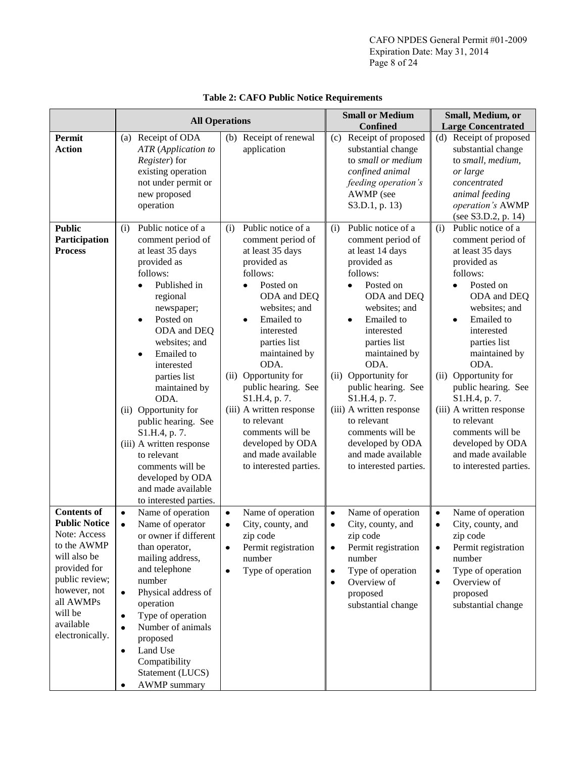**Table 2: CAFO Public Notice Requirements**

| | All Operations | | Small or Medium Confined | Small, Medium, or Large Concentrated |
|---|---|---|---|---|
| **Permit Action** | (a) Receipt of ODA *ATR* (*Application to Register*) for existing operation not under permit or new proposed operation | (b) Receipt of renewal application | (c) Receipt of proposed substantial change to *small or medium confined animal feeding operation's* AWMP (see S3.D.1, p. 13) | (d) Receipt of proposed substantial change to *small, medium, or large concentrated animal feeding operation's* AWMP (see S3.D.2, p. 14) |
| **Public Participation Process** | (i) Public notice of a comment period of at least 35 days provided as follows:<br>• Published in regional newspaper;<br>• Posted on ODA and DEQ websites; and<br>• Emailed to interested parties list maintained by ODA.<br>(ii) Opportunity for public hearing. See S1.H.4, p. 7.<br>(iii) A written response to relevant comments will be developed by ODA and made available to interested parties. | (i) Public notice of a comment period of at least 35 days provided as follows:<br>• Posted on ODA and DEQ websites; and<br>• Emailed to interested parties list maintained by ODA.<br>(ii) Opportunity for public hearing. See S1.H.4, p. 7.<br>(iii) A written response to relevant comments will be developed by ODA and made available to interested parties. | (i) Public notice of a comment period of at least 14 days provided as follows:<br>• Posted on ODA and DEQ websites; and<br>• Emailed to interested parties list maintained by ODA.<br>(ii) Opportunity for public hearing. See S1.H.4, p. 7.<br>(iii) A written response to relevant comments will be developed by ODA and made available to interested parties. | (i) Public notice of a comment period of at least 35 days provided as follows:<br>• Posted on ODA and DEQ websites; and<br>• Emailed to interested parties list maintained by ODA.<br>(ii) Opportunity for public hearing. See S1.H.4, p. 7.<br>(iii) A written response to relevant comments will be developed by ODA and made available to interested parties. |
| **Contents of Public Notice**<br>Note: Access to the AWMP will also be provided for public review; however, not all AWMPs will be available electronically. | • Name of operation<br>• Name of operator or owner if different than operator, mailing address, and telephone number<br>• Physical address of operation<br>• Type of operation<br>• Number of animals proposed<br>• Land Use Compatibility Statement (LUCS)<br>• AWMP summary | • Name of operation<br>• City, county, and zip code<br>• Permit registration number<br>• Type of operation | • Name of operation<br>• City, county, and zip code<br>• Permit registration number<br>• Type of operation<br>• Overview of proposed substantial change | • Name of operation<br>• City, county, and zip code<br>• Permit registration number<br>• Type of operation<br>• Overview of proposed substantial change |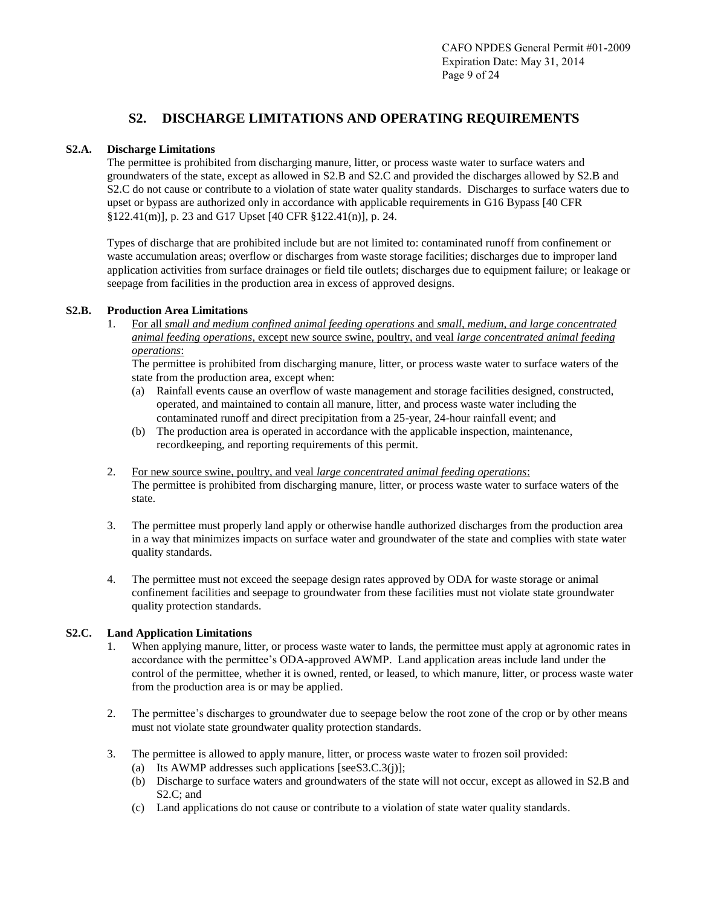## S2. DISCHARGE LIMITATIONS AND OPERATING REQUIREMENTS

**S2.A. Discharge Limitations**

The permittee is prohibited from discharging manure, litter, or process waste water to surface waters and groundwaters of the state, except as allowed in S2.B and S2.C and provided the discharges allowed by S2.B and S2.C do not cause or contribute to a violation of state water quality standards. Discharges to surface waters due to upset or bypass are authorized only in accordance with applicable requirements in G16 Bypass [40 CFR §122.41(m)], p. 23 and G17 Upset [40 CFR §122.41(n)], p. 24.

Types of discharge that are prohibited include but are not limited to: contaminated runoff from confinement or waste accumulation areas; overflow or discharges from waste storage facilities; discharges due to improper land application activities from surface drainages or field tile outlets; discharges due to equipment failure; or leakage or seepage from facilities in the production area in excess of approved designs.

**S2.B. Production Area Limitations**

1. For all *small and medium confined animal feeding operations* and *small, medium, and large concentrated animal feeding operations*, except new source swine, poultry, and veal *large concentrated animal feeding operations*:
   The permittee is prohibited from discharging manure, litter, or process waste water to surface waters of the state from the production area, except when:
   (a) Rainfall events cause an overflow of waste management and storage facilities designed, constructed, operated, and maintained to contain all manure, litter, and process waste water including the contaminated runoff and direct precipitation from a 25-year, 24-hour rainfall event; and
   (b) The production area is operated in accordance with the applicable inspection, maintenance, recordkeeping, and reporting requirements of this permit.

2. For new source swine, poultry, and veal *large concentrated animal feeding operations*:
   The permittee is prohibited from discharging manure, litter, or process waste water to surface waters of the state.

3. The permittee must properly land apply or otherwise handle authorized discharges from the production area in a way that minimizes impacts on surface water and groundwater of the state and complies with state water quality standards.

4. The permittee must not exceed the seepage design rates approved by ODA for waste storage or animal confinement facilities and seepage to groundwater from these facilities must not violate state groundwater quality protection standards.

**S2.C. Land Application Limitations**

1. When applying manure, litter, or process waste water to lands, the permittee must apply at agronomic rates in accordance with the permittee's ODA-approved AWMP. Land application areas include land under the control of the permittee, whether it is owned, rented, or leased, to which manure, litter, or process waste water from the production area is or may be applied.

2. The permittee's discharges to groundwater due to seepage below the root zone of the crop or by other means must not violate state groundwater quality protection standards.

3. The permittee is allowed to apply manure, litter, or process waste water to frozen soil provided:
   (a) Its AWMP addresses such applications [seeS3.C.3(j)];
   (b) Discharge to surface waters and groundwaters of the state will not occur, except as allowed in S2.B and S2.C; and
   (c) Land applications do not cause or contribute to a violation of state water quality standards.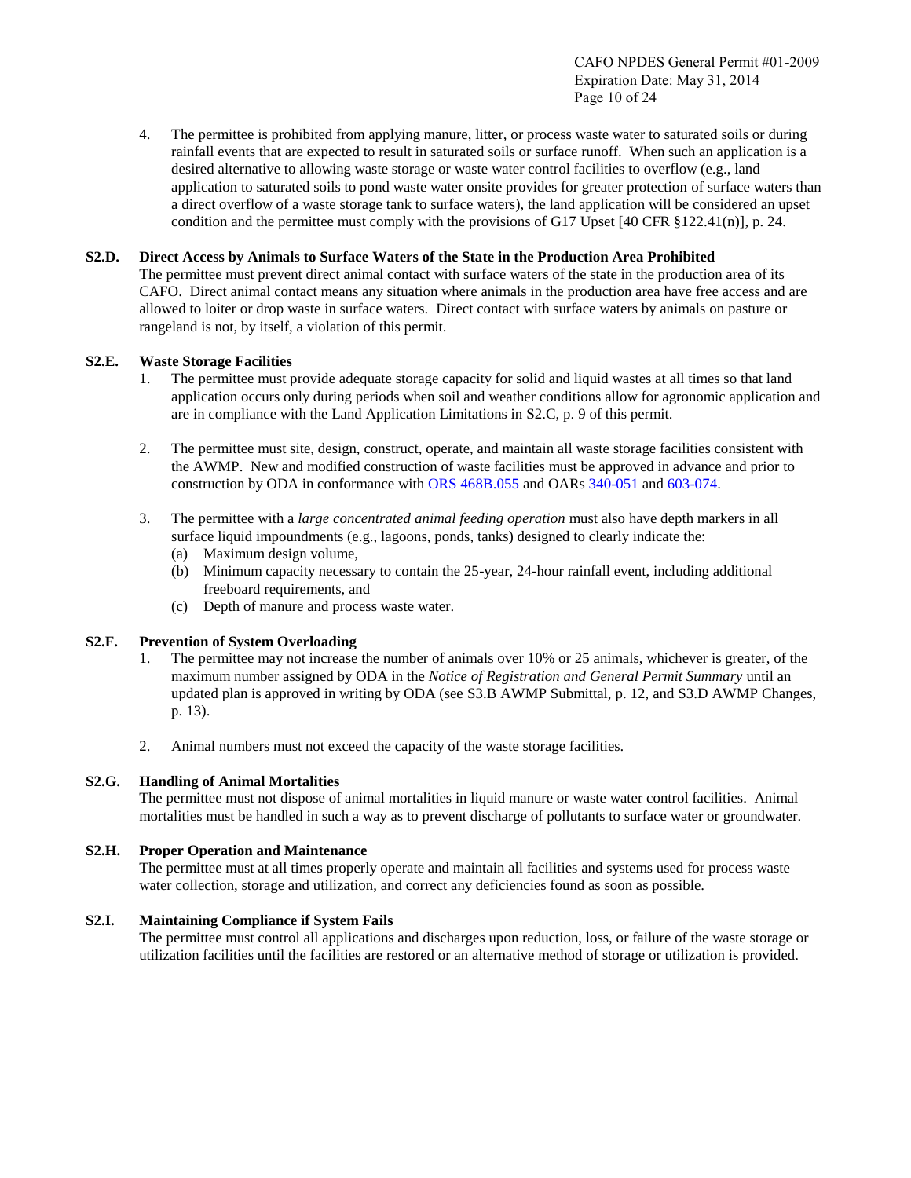4. The permittee is prohibited from applying manure, litter, or process waste water to saturated soils or during rainfall events that are expected to result in saturated soils or surface runoff. When such an application is a desired alternative to allowing waste storage or waste water control facilities to overflow (e.g., land application to saturated soils to pond waste water onsite provides for greater protection of surface waters than a direct overflow of a waste storage tank to surface waters), the land application will be considered an upset condition and the permittee must comply with the provisions of G17 Upset [40 CFR §122.41(n)], p. 24.

### S2.D. Direct Access by Animals to Surface Waters of the State in the Production Area Prohibited

The permittee must prevent direct animal contact with surface waters of the state in the production area of its CAFO. Direct animal contact means any situation where animals in the production area have free access and are allowed to loiter or drop waste in surface waters. Direct contact with surface waters by animals on pasture or rangeland is not, by itself, a violation of this permit.

### S2.E. Waste Storage Facilities

1. The permittee must provide adequate storage capacity for solid and liquid wastes at all times so that land application occurs only during periods when soil and weather conditions allow for agronomic application and are in compliance with the Land Application Limitations in S2.C, p. 9 of this permit.

2. The permittee must site, design, construct, operate, and maintain all waste storage facilities consistent with the AWMP. New and modified construction of waste facilities must be approved in advance and prior to construction by ODA in conformance with ORS 468B.055 and OARs 340-051 and 603-074.

3. The permittee with a *large concentrated animal feeding operation* must also have depth markers in all surface liquid impoundments (e.g., lagoons, ponds, tanks) designed to clearly indicate the:
   (a) Maximum design volume,
   (b) Minimum capacity necessary to contain the 25-year, 24-hour rainfall event, including additional freeboard requirements, and
   (c) Depth of manure and process waste water.

### S2.F. Prevention of System Overloading

1. The permittee may not increase the number of animals over 10% or 25 animals, whichever is greater, of the maximum number assigned by ODA in the *Notice of Registration and General Permit Summary* until an updated plan is approved in writing by ODA (see S3.B AWMP Submittal, p. 12, and S3.D AWMP Changes, p. 13).

2. Animal numbers must not exceed the capacity of the waste storage facilities.

### S2.G. Handling of Animal Mortalities

The permittee must not dispose of animal mortalities in liquid manure or waste water control facilities. Animal mortalities must be handled in such a way as to prevent discharge of pollutants to surface water or groundwater.

### S2.H. Proper Operation and Maintenance

The permittee must at all times properly operate and maintain all facilities and systems used for process waste water collection, storage and utilization, and correct any deficiencies found as soon as possible.

### S2.I. Maintaining Compliance if System Fails

The permittee must control all applications and discharges upon reduction, loss, or failure of the waste storage or utilization facilities until the facilities are restored or an alternative method of storage or utilization is provided.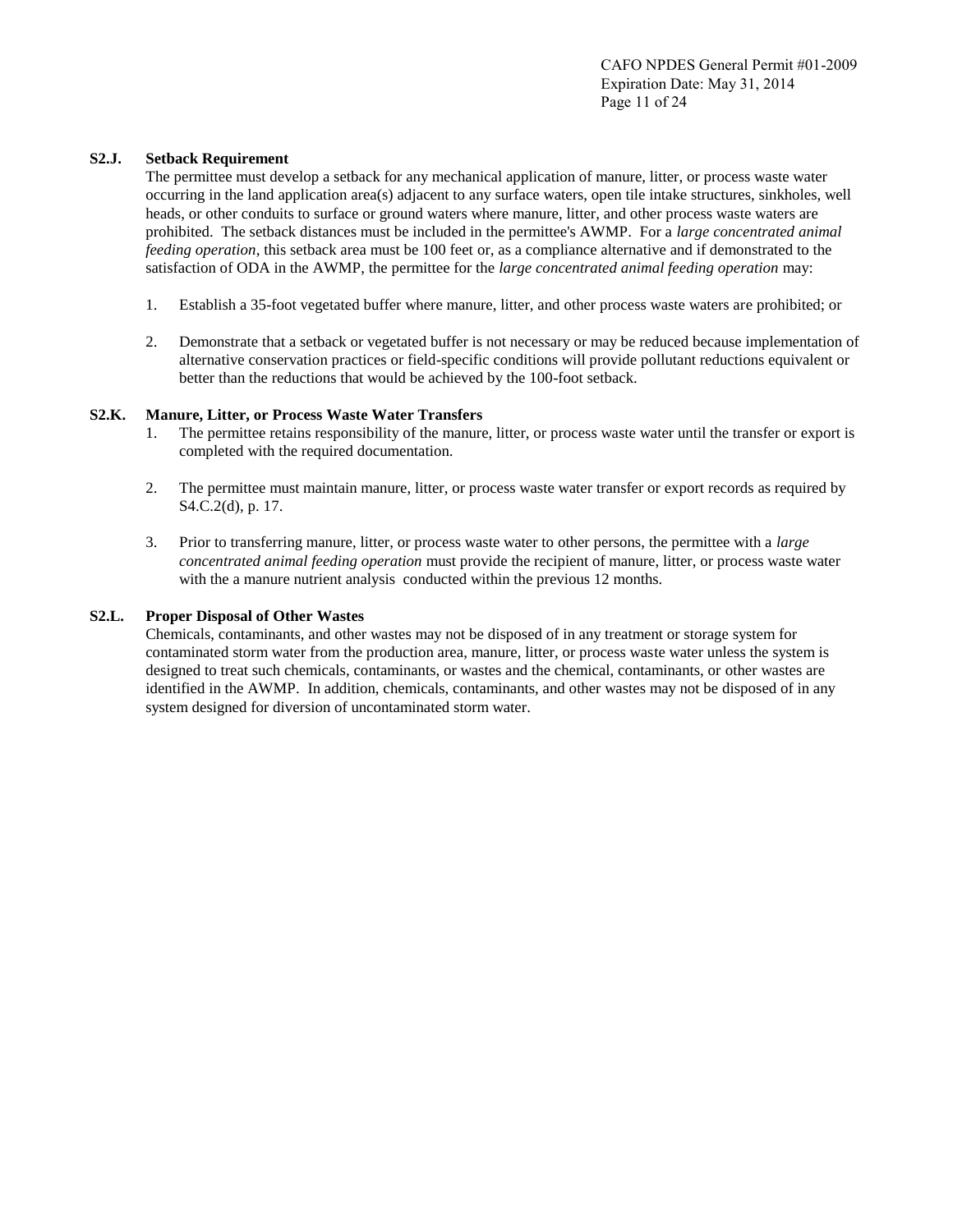**S2.J. Setback Requirement**

The permittee must develop a setback for any mechanical application of manure, litter, or process waste water occurring in the land application area(s) adjacent to any surface waters, open tile intake structures, sinkholes, well heads, or other conduits to surface or ground waters where manure, litter, and other process waste waters are prohibited. The setback distances must be included in the permittee's AWMP. For a *large concentrated animal feeding operation*, this setback area must be 100 feet or, as a compliance alternative and if demonstrated to the satisfaction of ODA in the AWMP, the permittee for the *large concentrated animal feeding operation* may:

1. Establish a 35-foot vegetated buffer where manure, litter, and other process waste waters are prohibited; or

2. Demonstrate that a setback or vegetated buffer is not necessary or may be reduced because implementation of alternative conservation practices or field-specific conditions will provide pollutant reductions equivalent or better than the reductions that would be achieved by the 100-foot setback.

**S2.K. Manure, Litter, or Process Waste Water Transfers**

1. The permittee retains responsibility of the manure, litter, or process waste water until the transfer or export is completed with the required documentation.

2. The permittee must maintain manure, litter, or process waste water transfer or export records as required by S4.C.2(d), p. 17.

3. Prior to transferring manure, litter, or process waste water to other persons, the permittee with a *large concentrated animal feeding operation* must provide the recipient of manure, litter, or process waste water with the a manure nutrient analysis conducted within the previous 12 months.

**S2.L. Proper Disposal of Other Wastes**

Chemicals, contaminants, and other wastes may not be disposed of in any treatment or storage system for contaminated storm water from the production area, manure, litter, or process waste water unless the system is designed to treat such chemicals, contaminants, or wastes and the chemical, contaminants, or other wastes are identified in the AWMP. In addition, chemicals, contaminants, and other wastes may not be disposed of in any system designed for diversion of uncontaminated storm water.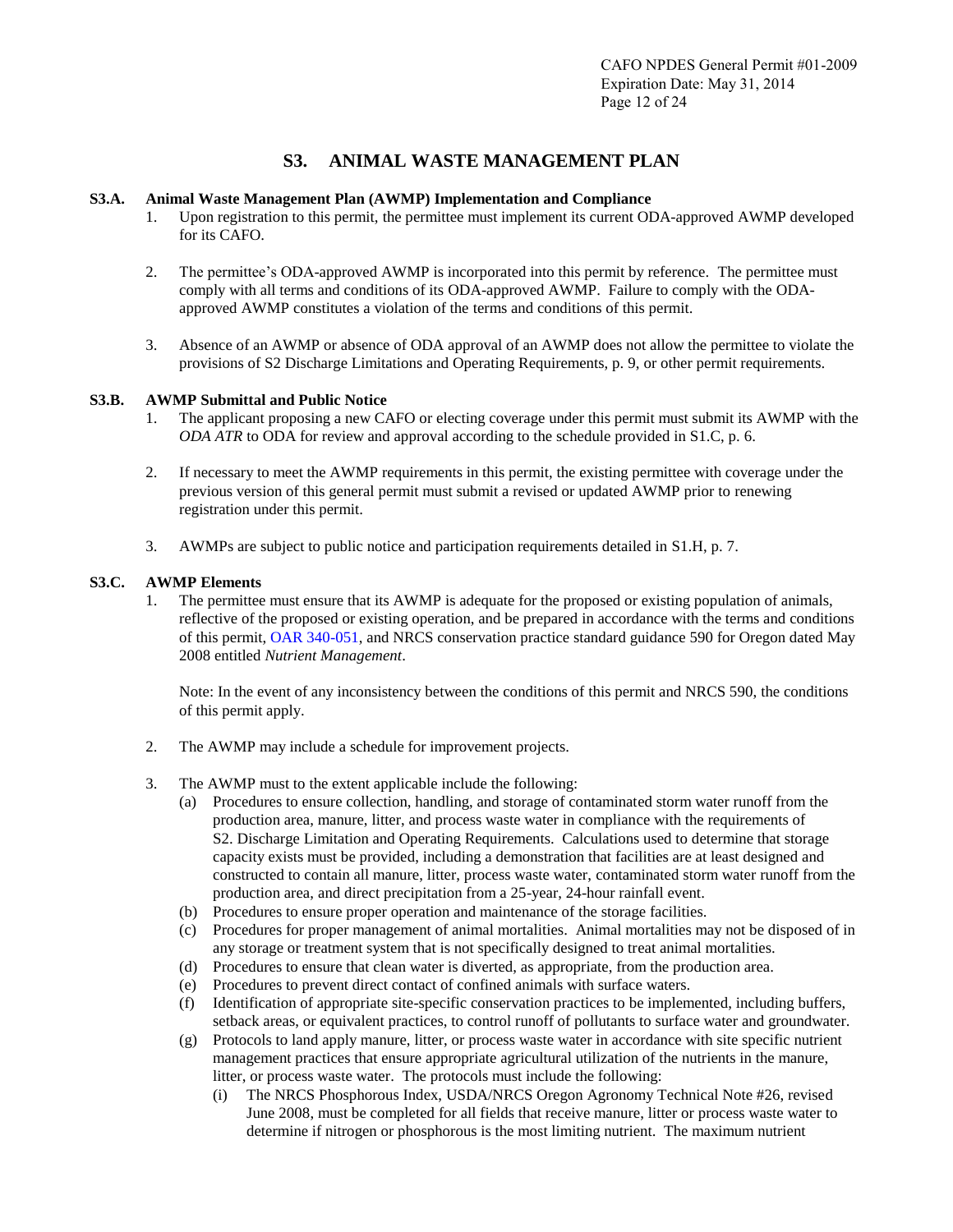# S3. ANIMAL WASTE MANAGEMENT PLAN

## S3.A. Animal Waste Management Plan (AWMP) Implementation and Compliance

1. Upon registration to this permit, the permittee must implement its current ODA-approved AWMP developed for its CAFO.

2. The permittee's ODA-approved AWMP is incorporated into this permit by reference. The permittee must comply with all terms and conditions of its ODA-approved AWMP. Failure to comply with the ODA-approved AWMP constitutes a violation of the terms and conditions of this permit.

3. Absence of an AWMP or absence of ODA approval of an AWMP does not allow the permittee to violate the provisions of S2 Discharge Limitations and Operating Requirements, p. 9, or other permit requirements.

## S3.B. AWMP Submittal and Public Notice

1. The applicant proposing a new CAFO or electing coverage under this permit must submit its AWMP with the *ODA ATR* to ODA for review and approval according to the schedule provided in S1.C, p. 6.

2. If necessary to meet the AWMP requirements in this permit, the existing permittee with coverage under the previous version of this general permit must submit a revised or updated AWMP prior to renewing registration under this permit.

3. AWMPs are subject to public notice and participation requirements detailed in S1.H, p. 7.

## S3.C. AWMP Elements

1. The permittee must ensure that its AWMP is adequate for the proposed or existing population of animals, reflective of the proposed or existing operation, and be prepared in accordance with the terms and conditions of this permit, OAR 340-051, and NRCS conservation practice standard guidance 590 for Oregon dated May 2008 entitled *Nutrient Management*.

   Note: In the event of any inconsistency between the conditions of this permit and NRCS 590, the conditions of this permit apply.

2. The AWMP may include a schedule for improvement projects.

3. The AWMP must to the extent applicable include the following:
   - (a) Procedures to ensure collection, handling, and storage of contaminated storm water runoff from the production area, manure, litter, and process waste water in compliance with the requirements of S2. Discharge Limitation and Operating Requirements. Calculations used to determine that storage capacity exists must be provided, including a demonstration that facilities are at least designed and constructed to contain all manure, litter, process waste water, contaminated storm water runoff from the production area, and direct precipitation from a 25-year, 24-hour rainfall event.
   - (b) Procedures to ensure proper operation and maintenance of the storage facilities.
   - (c) Procedures for proper management of animal mortalities. Animal mortalities may not be disposed of in any storage or treatment system that is not specifically designed to treat animal mortalities.
   - (d) Procedures to ensure that clean water is diverted, as appropriate, from the production area.
   - (e) Procedures to prevent direct contact of confined animals with surface waters.
   - (f) Identification of appropriate site-specific conservation practices to be implemented, including buffers, setback areas, or equivalent practices, to control runoff of pollutants to surface water and groundwater.
   - (g) Protocols to land apply manure, litter, or process waste water in accordance with site specific nutrient management practices that ensure appropriate agricultural utilization of the nutrients in the manure, litter, or process waste water. The protocols must include the following:
     - (i) The NRCS Phosphorous Index, USDA/NRCS Oregon Agronomy Technical Note #26, revised June 2008, must be completed for all fields that receive manure, litter or process waste water to determine if nitrogen or phosphorous is the most limiting nutrient. The maximum nutrient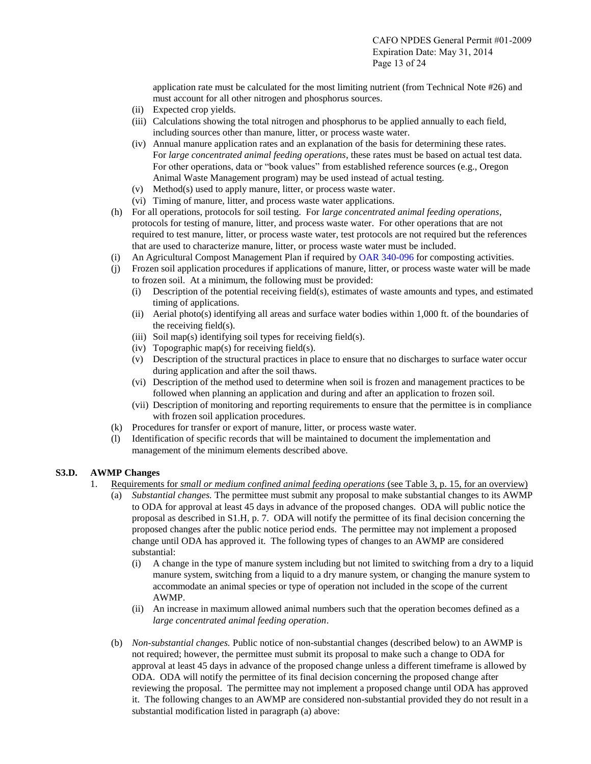application rate must be calculated for the most limiting nutrient (from Technical Note #26) and must account for all other nitrogen and phosphorus sources.

(ii) Expected crop yields.

(iii) Calculations showing the total nitrogen and phosphorus to be applied annually to each field, including sources other than manure, litter, or process waste water.

(iv) Annual manure application rates and an explanation of the basis for determining these rates. For *large concentrated animal feeding operations*, these rates must be based on actual test data. For other operations, data or "book values" from established reference sources (e.g., Oregon Animal Waste Management program) may be used instead of actual testing.

(v) Method(s) used to apply manure, litter, or process waste water.

(vi) Timing of manure, litter, and process waste water applications.

(h) For all operations, protocols for soil testing. For *large concentrated animal feeding operations*, protocols for testing of manure, litter, and process waste water. For other operations that are not required to test manure, litter, or process waste water, test protocols are not required but the references that are used to characterize manure, litter, or process waste water must be included.

(i) An Agricultural Compost Management Plan if required by OAR 340-096 for composting activities.

(j) Frozen soil application procedures if applications of manure, litter, or process waste water will be made to frozen soil. At a minimum, the following must be provided:

(i) Description of the potential receiving field(s), estimates of waste amounts and types, and estimated timing of applications.

(ii) Aerial photo(s) identifying all areas and surface water bodies within 1,000 ft. of the boundaries of the receiving field(s).

(iii) Soil map(s) identifying soil types for receiving field(s).

(iv) Topographic map(s) for receiving field(s).

(v) Description of the structural practices in place to ensure that no discharges to surface water occur during application and after the soil thaws.

(vi) Description of the method used to determine when soil is frozen and management practices to be followed when planning an application and during and after an application to frozen soil.

(vii) Description of monitoring and reporting requirements to ensure that the permittee is in compliance with frozen soil application procedures.

(k) Procedures for transfer or export of manure, litter, or process waste water.

(l) Identification of specific records that will be maintained to document the implementation and management of the minimum elements described above.

## S3.D. AWMP Changes

1. Requirements for *small or medium confined animal feeding operations* (see Table 3, p. 15, for an overview)

(a) *Substantial changes.* The permittee must submit any proposal to make substantial changes to its AWMP to ODA for approval at least 45 days in advance of the proposed changes. ODA will public notice the proposal as described in S1.H, p. 7. ODA will notify the permittee of its final decision concerning the proposed changes after the public notice period ends. The permittee may not implement a proposed change until ODA has approved it. The following types of changes to an AWMP are considered substantial:

(i) A change in the type of manure system including but not limited to switching from a dry to a liquid manure system, switching from a liquid to a dry manure system, or changing the manure system to accommodate an animal species or type of operation not included in the scope of the current AWMP.

(ii) An increase in maximum allowed animal numbers such that the operation becomes defined as a *large concentrated animal feeding operation*.

(b) *Non-substantial changes.* Public notice of non-substantial changes (described below) to an AWMP is not required; however, the permittee must submit its proposal to make such a change to ODA for approval at least 45 days in advance of the proposed change unless a different timeframe is allowed by ODA. ODA will notify the permittee of its final decision concerning the proposed change after reviewing the proposal. The permittee may not implement a proposed change until ODA has approved it. The following changes to an AWMP are considered non-substantial provided they do not result in a substantial modification listed in paragraph (a) above: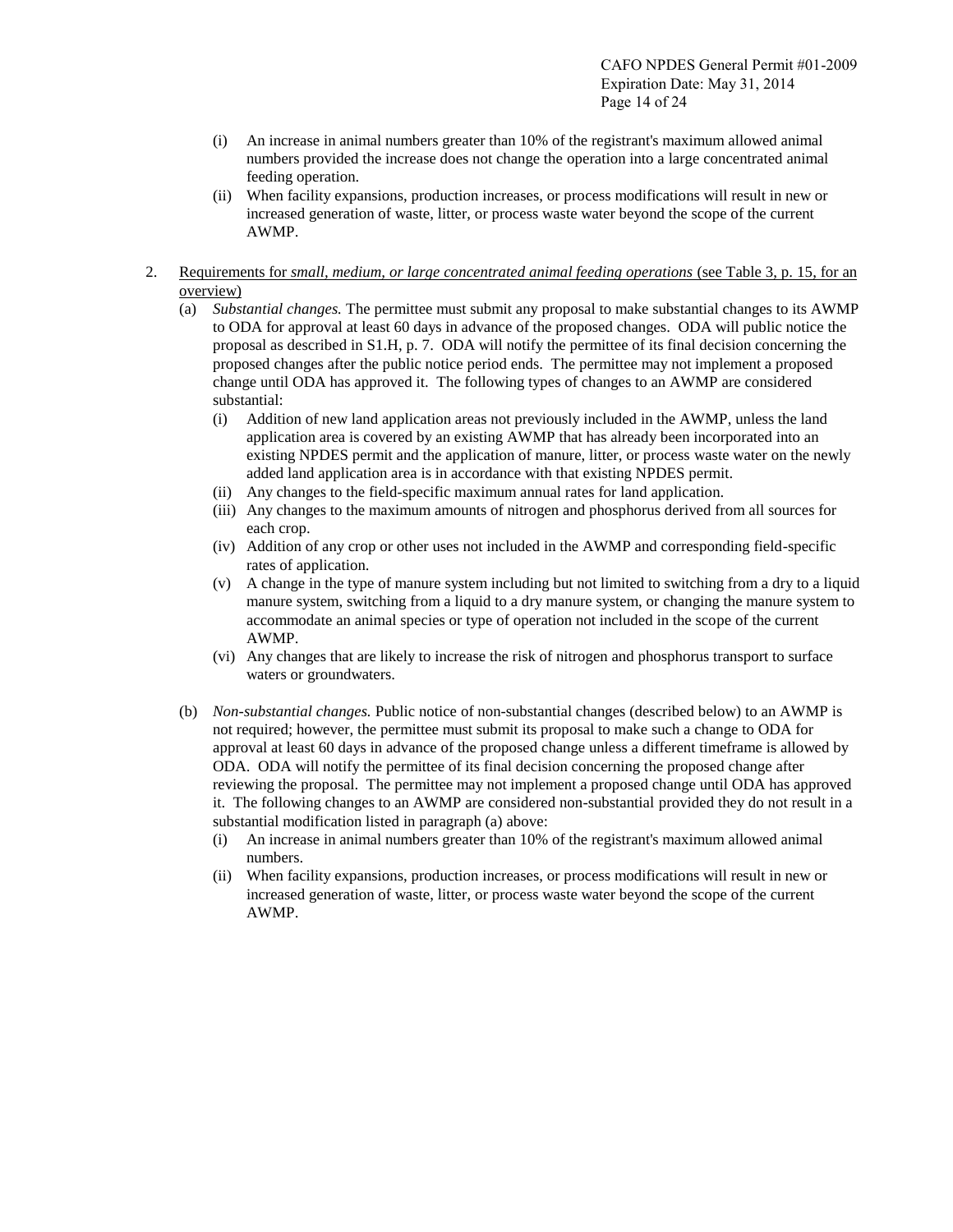(i) An increase in animal numbers greater than 10% of the registrant's maximum allowed animal numbers provided the increase does not change the operation into a large concentrated animal feeding operation.

(ii) When facility expansions, production increases, or process modifications will result in new or increased generation of waste, litter, or process waste water beyond the scope of the current AWMP.

2. <u>Requirements for *small, medium, or large concentrated animal feeding operations* (see Table 3, p. 15, for an overview)</u>

   (a) *Substantial changes.* The permittee must submit any proposal to make substantial changes to its AWMP to ODA for approval at least 60 days in advance of the proposed changes. ODA will public notice the proposal as described in S1.H, p. 7. ODA will notify the permittee of its final decision concerning the proposed changes after the public notice period ends. The permittee may not implement a proposed change until ODA has approved it. The following types of changes to an AWMP are considered substantial:

   (i) Addition of new land application areas not previously included in the AWMP, unless the land application area is covered by an existing AWMP that has already been incorporated into an existing NPDES permit and the application of manure, litter, or process waste water on the newly added land application area is in accordance with that existing NPDES permit.

   (ii) Any changes to the field-specific maximum annual rates for land application.

   (iii) Any changes to the maximum amounts of nitrogen and phosphorus derived from all sources for each crop.

   (iv) Addition of any crop or other uses not included in the AWMP and corresponding field-specific rates of application.

   (v) A change in the type of manure system including but not limited to switching from a dry to a liquid manure system, switching from a liquid to a dry manure system, or changing the manure system to accommodate an animal species or type of operation not included in the scope of the current AWMP.

   (vi) Any changes that are likely to increase the risk of nitrogen and phosphorus transport to surface waters or groundwaters.

   (b) *Non-substantial changes.* Public notice of non-substantial changes (described below) to an AWMP is not required; however, the permittee must submit its proposal to make such a change to ODA for approval at least 60 days in advance of the proposed change unless a different timeframe is allowed by ODA. ODA will notify the permittee of its final decision concerning the proposed change after reviewing the proposal. The permittee may not implement a proposed change until ODA has approved it. The following changes to an AWMP are considered non-substantial provided they do not result in a substantial modification listed in paragraph (a) above:

   (i) An increase in animal numbers greater than 10% of the registrant's maximum allowed animal numbers.

   (ii) When facility expansions, production increases, or process modifications will result in new or increased generation of waste, litter, or process waste water beyond the scope of the current AWMP.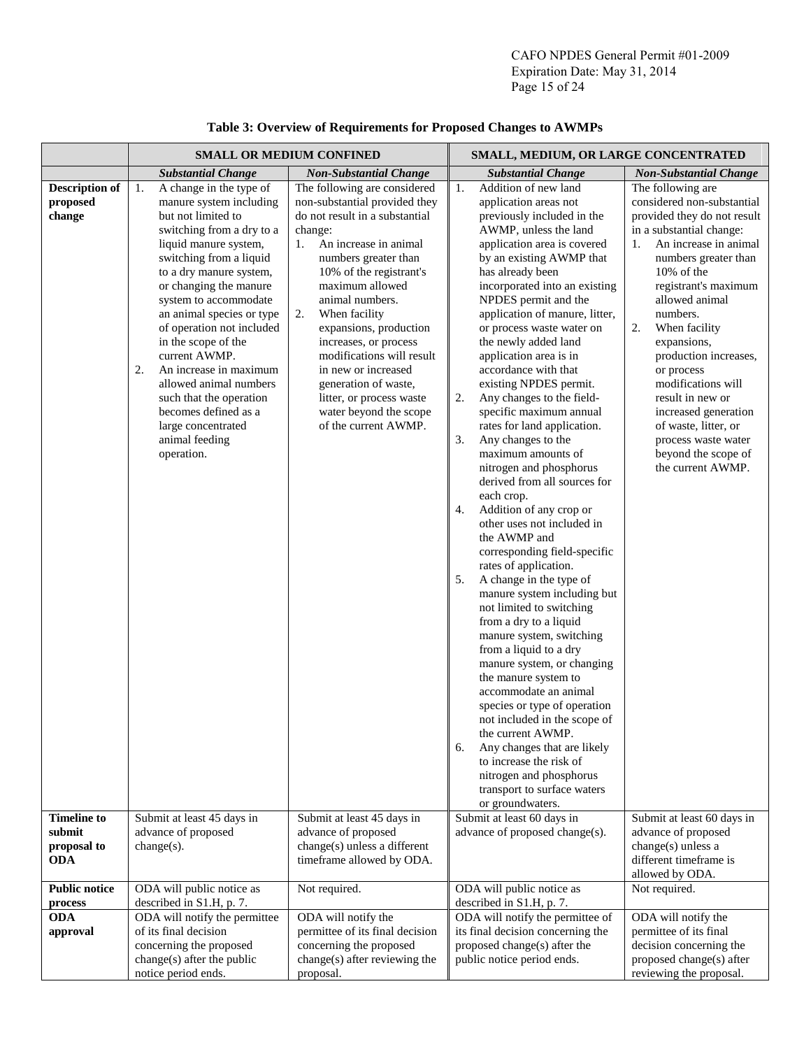**Table 3: Overview of Requirements for Proposed Changes to AWMPs**

| | SMALL OR MEDIUM CONFINED | | SMALL, MEDIUM, OR LARGE CONCENTRATED | |
|---|---|---|---|---|
| | ***Substantial Change*** | ***Non-Substantial Change*** | ***Substantial Change*** | ***Non-Substantial Change*** |
| **Description of proposed change** | 1. A change in the type of manure system including but not limited to switching from a dry to a liquid manure system, switching from a liquid to a dry manure system, or changing the manure system to accommodate an animal species or type of operation not included in the scope of the current AWMP.<br>2. An increase in maximum allowed animal numbers such that the operation becomes defined as a large concentrated animal feeding operation. | The following are considered non-substantial provided they do not result in a substantial change:<br>1. An increase in animal numbers greater than 10% of the registrant's maximum allowed animal numbers.<br>2. When facility expansions, production increases, or process modifications will result in new or increased generation of waste, litter, or process waste water beyond the scope of the current AWMP. | 1. Addition of new land application areas not previously included in the AWMP, unless the land application area is covered by an existing AWMP that has already been incorporated into an existing NPDES permit and the application of manure, litter, or process waste water on the newly added land application area is in accordance with that existing NPDES permit.<br>2. Any changes to the field-specific maximum annual rates for land application.<br>3. Any changes to the maximum amounts of nitrogen and phosphorus derived from all sources for each crop.<br>4. Addition of any crop or other uses not included in the AWMP and corresponding field-specific rates of application.<br>5. A change in the type of manure system including but not limited to switching from a dry to a liquid manure system, switching from a liquid to a dry manure system, or changing the manure system to accommodate an animal species or type of operation not included in the scope of the current AWMP.<br>6. Any changes that are likely to increase the risk of nitrogen and phosphorus transport to surface waters or groundwaters. | The following are considered non-substantial provided they do not result in a substantial change:<br>1. An increase in animal numbers greater than 10% of the registrant's maximum allowed animal numbers.<br>2. When facility expansions, production increases, or process modifications will result in new or increased generation of waste, litter, or process waste water beyond the scope of the current AWMP. |
| **Timeline to submit proposal to ODA** | Submit at least 45 days in advance of proposed change(s). | Submit at least 45 days in advance of proposed change(s) unless a different timeframe allowed by ODA. | Submit at least 60 days in advance of proposed change(s). | Submit at least 60 days in advance of proposed change(s) unless a different timeframe is allowed by ODA. |
| **Public notice process** | ODA will public notice as described in S1.H, p. 7. | Not required. | ODA will public notice as described in S1.H, p. 7. | Not required. |
| **ODA approval** | ODA will notify the permittee of its final decision concerning the proposed change(s) after the public notice period ends. | ODA will notify the permittee of its final decision concerning the proposed change(s) after reviewing the proposal. | ODA will notify the permittee of its final decision concerning the proposed change(s) after the public notice period ends. | ODA will notify the permittee of its final decision concerning the proposed change(s) after reviewing the proposal. |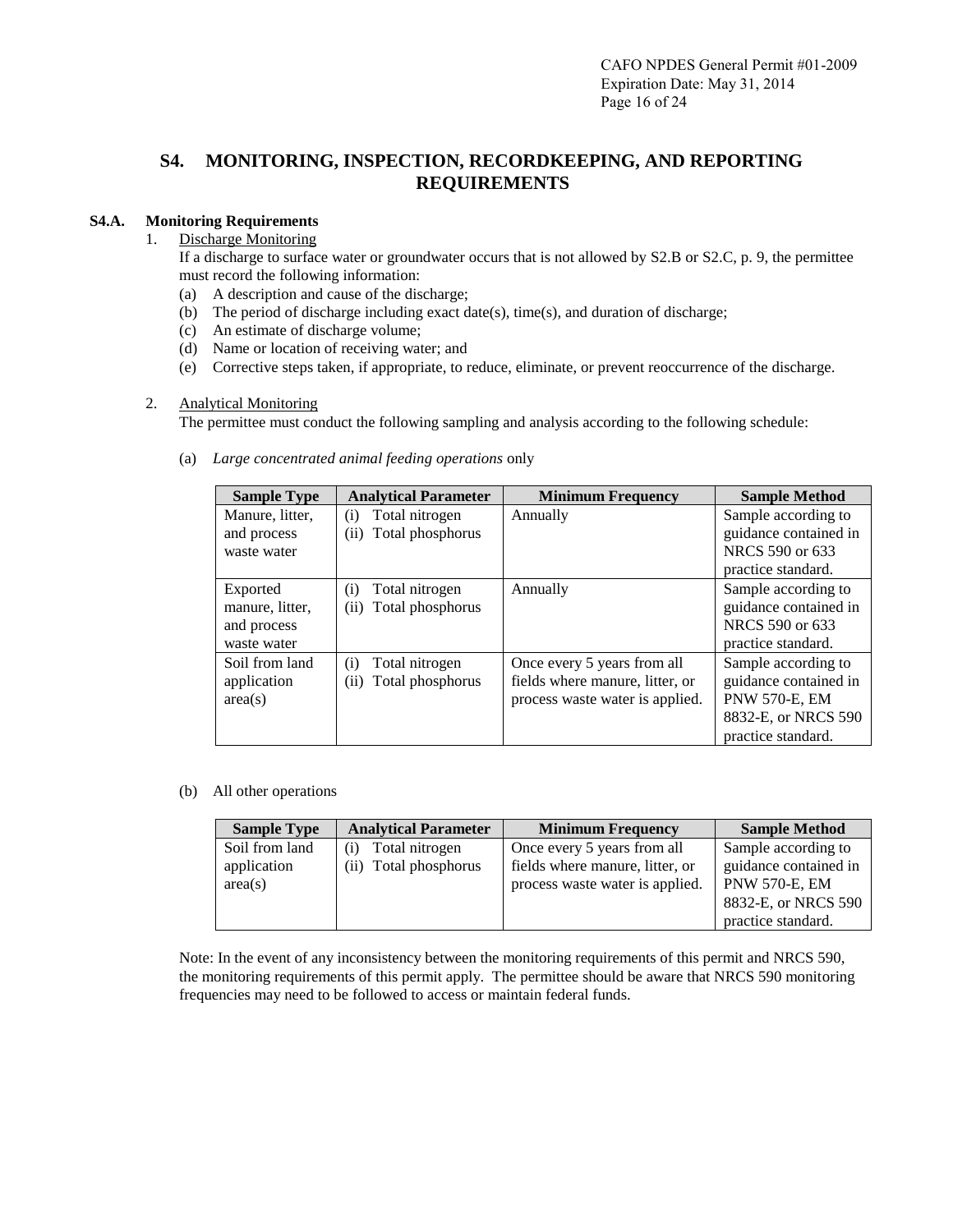## S4. MONITORING, INSPECTION, RECORDKEEPING, AND REPORTING REQUIREMENTS

### S4.A. Monitoring Requirements

1. Discharge Monitoring

   If a discharge to surface water or groundwater occurs that is not allowed by S2.B or S2.C, p. 9, the permittee must record the following information:

   (a) A description and cause of the discharge;
   (b) The period of discharge including exact date(s), time(s), and duration of discharge;
   (c) An estimate of discharge volume;
   (d) Name or location of receiving water; and
   (e) Corrective steps taken, if appropriate, to reduce, eliminate, or prevent reoccurrence of the discharge.

2. Analytical Monitoring

   The permittee must conduct the following sampling and analysis according to the following schedule:

   (a) *Large concentrated animal feeding operations* only

| Sample Type | Analytical Parameter | Minimum Frequency | Sample Method |
|---|---|---|---|
| Manure, litter, and process waste water | (i) Total nitrogen<br>(ii) Total phosphorus | Annually | Sample according to guidance contained in NRCS 590 or 633 practice standard. |
| Exported manure, litter, and process waste water | (i) Total nitrogen<br>(ii) Total phosphorus | Annually | Sample according to guidance contained in NRCS 590 or 633 practice standard. |
| Soil from land application area(s) | (i) Total nitrogen<br>(ii) Total phosphorus | Once every 5 years from all fields where manure, litter, or process waste water is applied. | Sample according to guidance contained in PNW 570-E, EM 8832-E, or NRCS 590 practice standard. |

   (b) All other operations

| Sample Type | Analytical Parameter | Minimum Frequency | Sample Method |
|---|---|---|---|
| Soil from land application area(s) | (i) Total nitrogen<br>(ii) Total phosphorus | Once every 5 years from all fields where manure, litter, or process waste water is applied. | Sample according to guidance contained in PNW 570-E, EM 8832-E, or NRCS 590 practice standard. |

   Note: In the event of any inconsistency between the monitoring requirements of this permit and NRCS 590, the monitoring requirements of this permit apply. The permittee should be aware that NRCS 590 monitoring frequencies may need to be followed to access or maintain federal funds.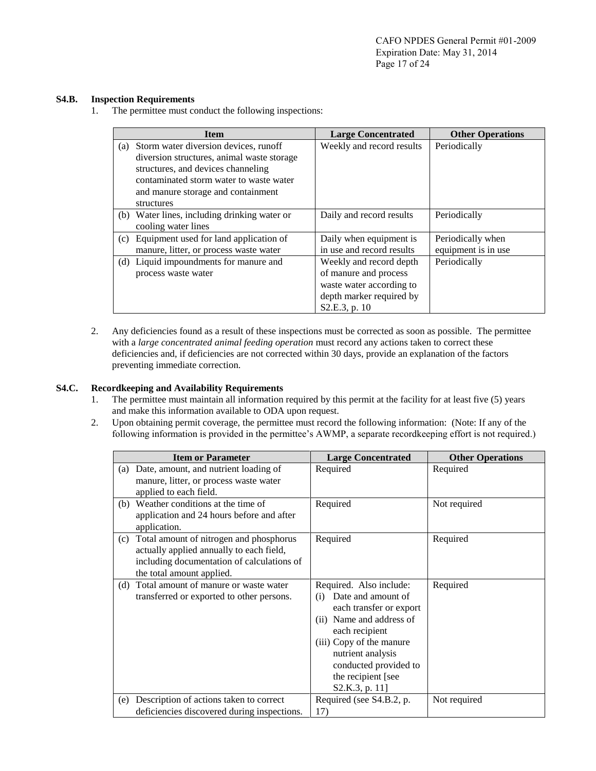### S4.B. Inspection Requirements

1. The permittee must conduct the following inspections:

| Item | Large Concentrated | Other Operations |
|---|---|---|
| (a) Storm water diversion devices, runoff diversion structures, animal waste storage structures, and devices channeling contaminated storm water to waste water and manure storage and containment structures | Weekly and record results | Periodically |
| (b) Water lines, including drinking water or cooling water lines | Daily and record results | Periodically |
| (c) Equipment used for land application of manure, litter, or process waste water | Daily when equipment is in use and record results | Periodically when equipment is in use |
| (d) Liquid impoundments for manure and process waste water | Weekly and record depth of manure and process waste water according to depth marker required by S2.E.3, p. 10 | Periodically |

2. Any deficiencies found as a result of these inspections must be corrected as soon as possible. The permittee with a *large concentrated animal feeding operation* must record any actions taken to correct these deficiencies and, if deficiencies are not corrected within 30 days, provide an explanation of the factors preventing immediate correction.

### S4.C. Recordkeeping and Availability Requirements

1. The permittee must maintain all information required by this permit at the facility for at least five (5) years and make this information available to ODA upon request.
2. Upon obtaining permit coverage, the permittee must record the following information: (Note: If any of the following information is provided in the permittee's AWMP, a separate recordkeeping effort is not required.)

| Item or Parameter | Large Concentrated | Other Operations |
|---|---|---|
| (a) Date, amount, and nutrient loading of manure, litter, or process waste water applied to each field. | Required | Required |
| (b) Weather conditions at the time of application and 24 hours before and after application. | Required | Not required |
| (c) Total amount of nitrogen and phosphorus actually applied annually to each field, including documentation of calculations of the total amount applied. | Required | Required |
| (d) Total amount of manure or waste water transferred or exported to other persons. | Required. Also include: (i) Date and amount of each transfer or export (ii) Name and address of each recipient (iii) Copy of the manure nutrient analysis conducted provided to the recipient [see S2.K.3, p. 11] | Required |
| (e) Description of actions taken to correct deficiencies discovered during inspections. | Required (see S4.B.2, p. 17) | Not required |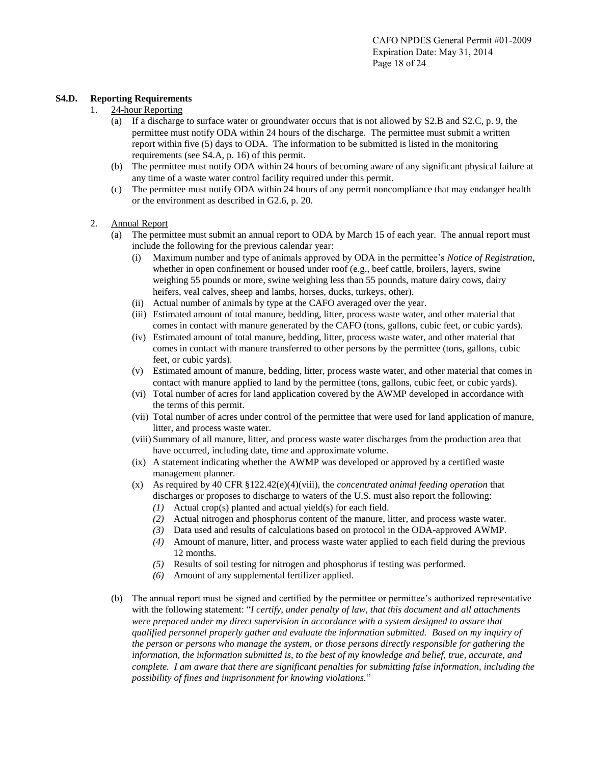## S4.D. Reporting Requirements

1. 24-hour Reporting
   - (a) If a discharge to surface water or groundwater occurs that is not allowed by S2.B and S2.C, p. 9, the permittee must notify ODA within 24 hours of the discharge. The permittee must submit a written report within five (5) days to ODA. The information to be submitted is listed in the monitoring requirements (see S4.A, p. 16) of this permit.
   - (b) The permittee must notify ODA within 24 hours of becoming aware of any significant physical failure at any time of a waste water control facility required under this permit.
   - (c) The permittee must notify ODA within 24 hours of any permit noncompliance that may endanger health or the environment as described in G2.6, p. 20.

2. Annual Report
   - (a) The permittee must submit an annual report to ODA by March 15 of each year. The annual report must include the following for the previous calendar year:
     - (i) Maximum number and type of animals approved by ODA in the permittee's *Notice of Registration*, whether in open confinement or housed under roof (e.g., beef cattle, broilers, layers, swine weighing 55 pounds or more, swine weighing less than 55 pounds, mature dairy cows, dairy heifers, veal calves, sheep and lambs, horses, ducks, turkeys, other).
     - (ii) Actual number of animals by type at the CAFO averaged over the year.
     - (iii) Estimated amount of total manure, bedding, litter, process waste water, and other material that comes in contact with manure generated by the CAFO (tons, gallons, cubic feet, or cubic yards).
     - (iv) Estimated amount of total manure, bedding, litter, process waste water, and other material that comes in contact with manure transferred to other persons by the permittee (tons, gallons, cubic feet, or cubic yards).
     - (v) Estimated amount of manure, bedding, litter, process waste water, and other material that comes in contact with manure applied to land by the permittee (tons, gallons, cubic feet, or cubic yards).
     - (vi) Total number of acres for land application covered by the AWMP developed in accordance with the terms of this permit.
     - (vii) Total number of acres under control of the permittee that were used for land application of manure, litter, and process waste water.
     - (viii) Summary of all manure, litter, and process waste water discharges from the production area that have occurred, including date, time and approximate volume.
     - (ix) A statement indicating whether the AWMP was developed or approved by a certified waste management planner.
     - (x) As required by 40 CFR §122.42(e)(4)(viii), the *concentrated animal feeding operation* that discharges or proposes to discharge to waters of the U.S. must also report the following:
       - *(1)* Actual crop(s) planted and actual yield(s) for each field.
       - *(2)* Actual nitrogen and phosphorus content of the manure, litter, and process waste water.
       - *(3)* Data used and results of calculations based on protocol in the ODA-approved AWMP.
       - *(4)* Amount of manure, litter, and process waste water applied to each field during the previous 12 months.
       - *(5)* Results of soil testing for nitrogen and phosphorus if testing was performed.
       - *(6)* Amount of any supplemental fertilizer applied.
   - (b) The annual report must be signed and certified by the permittee or permittee's authorized representative with the following statement: "*I certify, under penalty of law, that this document and all attachments were prepared under my direct supervision in accordance with a system designed to assure that qualified personnel properly gather and evaluate the information submitted. Based on my inquiry of the person or persons who manage the system, or those persons directly responsible for gathering the information, the information submitted is, to the best of my knowledge and belief, true, accurate, and complete. I am aware that there are significant penalties for submitting false information, including the possibility of fines and imprisonment for knowing violations.*"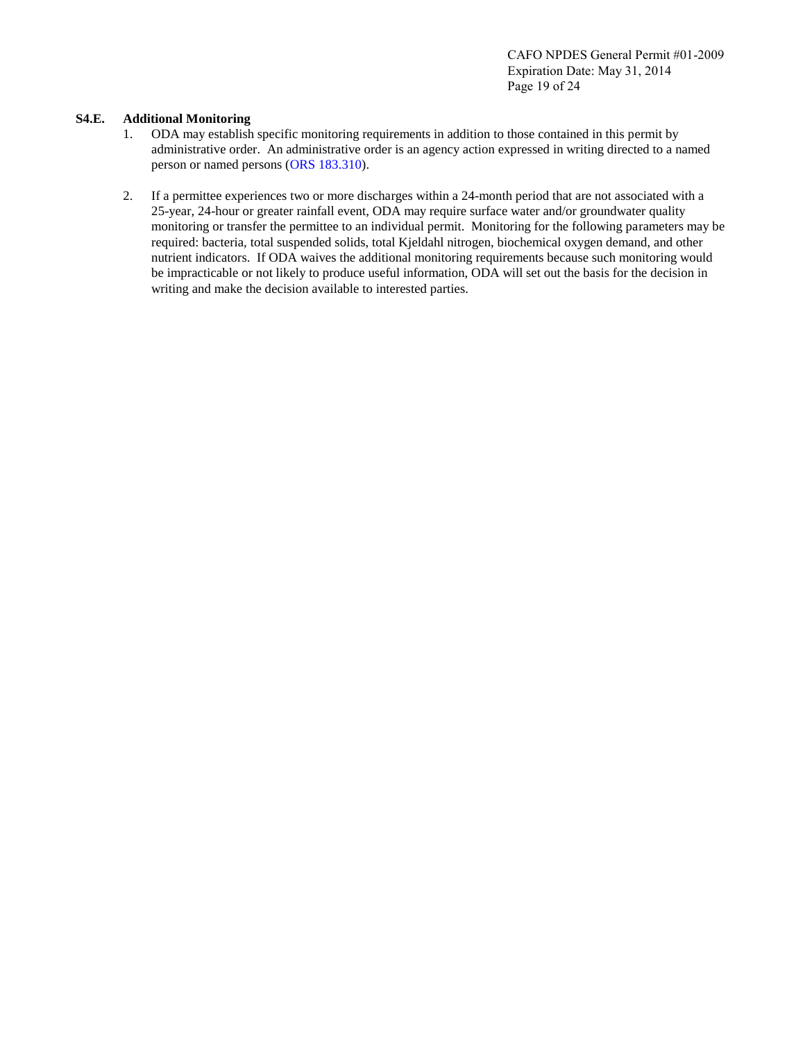### S4.E. Additional Monitoring

1. ODA may establish specific monitoring requirements in addition to those contained in this permit by administrative order. An administrative order is an agency action expressed in writing directed to a named person or named persons (ORS 183.310).

2. If a permittee experiences two or more discharges within a 24-month period that are not associated with a 25-year, 24-hour or greater rainfall event, ODA may require surface water and/or groundwater quality monitoring or transfer the permittee to an individual permit. Monitoring for the following parameters may be required: bacteria, total suspended solids, total Kjeldahl nitrogen, biochemical oxygen demand, and other nutrient indicators. If ODA waives the additional monitoring requirements because such monitoring would be impracticable or not likely to produce useful information, ODA will set out the basis for the decision in writing and make the decision available to interested parties.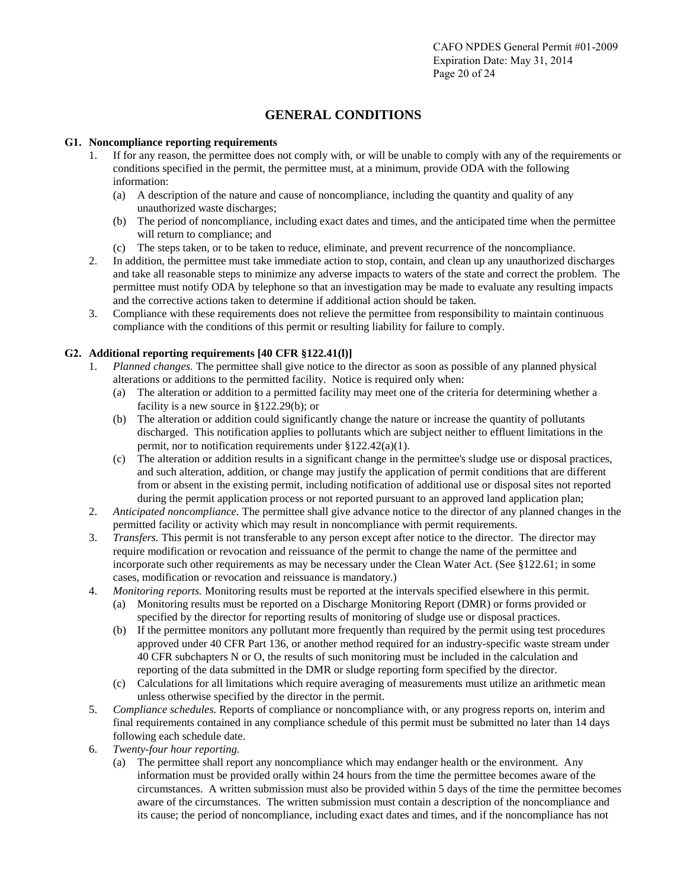## GENERAL CONDITIONS

**G1. Noncompliance reporting requirements**

1. If for any reason, the permittee does not comply with, or will be unable to comply with any of the requirements or conditions specified in the permit, the permittee must, at a minimum, provide ODA with the following information:
   (a) A description of the nature and cause of noncompliance, including the quantity and quality of any unauthorized waste discharges;
   (b) The period of noncompliance, including exact dates and times, and the anticipated time when the permittee will return to compliance; and
   (c) The steps taken, or to be taken to reduce, eliminate, and prevent recurrence of the noncompliance.
2. In addition, the permittee must take immediate action to stop, contain, and clean up any unauthorized discharges and take all reasonable steps to minimize any adverse impacts to waters of the state and correct the problem. The permittee must notify ODA by telephone so that an investigation may be made to evaluate any resulting impacts and the corrective actions taken to determine if additional action should be taken.
3. Compliance with these requirements does not relieve the permittee from responsibility to maintain continuous compliance with the conditions of this permit or resulting liability for failure to comply.

**G2. Additional reporting requirements [40 CFR §122.41(l)]**

1. *Planned changes.* The permittee shall give notice to the director as soon as possible of any planned physical alterations or additions to the permitted facility. Notice is required only when:
   (a) The alteration or addition to a permitted facility may meet one of the criteria for determining whether a facility is a new source in §122.29(b); or
   (b) The alteration or addition could significantly change the nature or increase the quantity of pollutants discharged. This notification applies to pollutants which are subject neither to effluent limitations in the permit, nor to notification requirements under §122.42(a)(1).
   (c) The alteration or addition results in a significant change in the permittee's sludge use or disposal practices, and such alteration, addition, or change may justify the application of permit conditions that are different from or absent in the existing permit, including notification of additional use or disposal sites not reported during the permit application process or not reported pursuant to an approved land application plan;
2. *Anticipated noncompliance.* The permittee shall give advance notice to the director of any planned changes in the permitted facility or activity which may result in noncompliance with permit requirements.
3. *Transfers.* This permit is not transferable to any person except after notice to the director. The director may require modification or revocation and reissuance of the permit to change the name of the permittee and incorporate such other requirements as may be necessary under the Clean Water Act. (See §122.61; in some cases, modification or revocation and reissuance is mandatory.)
4. *Monitoring reports.* Monitoring results must be reported at the intervals specified elsewhere in this permit.
   (a) Monitoring results must be reported on a Discharge Monitoring Report (DMR) or forms provided or specified by the director for reporting results of monitoring of sludge use or disposal practices.
   (b) If the permittee monitors any pollutant more frequently than required by the permit using test procedures approved under 40 CFR Part 136, or another method required for an industry-specific waste stream under 40 CFR subchapters N or O, the results of such monitoring must be included in the calculation and reporting of the data submitted in the DMR or sludge reporting form specified by the director.
   (c) Calculations for all limitations which require averaging of measurements must utilize an arithmetic mean unless otherwise specified by the director in the permit.
5. *Compliance schedules.* Reports of compliance or noncompliance with, or any progress reports on, interim and final requirements contained in any compliance schedule of this permit must be submitted no later than 14 days following each schedule date.
6. *Twenty-four hour reporting.*
   (a) The permittee shall report any noncompliance which may endanger health or the environment. Any information must be provided orally within 24 hours from the time the permittee becomes aware of the circumstances. A written submission must also be provided within 5 days of the time the permittee becomes aware of the circumstances. The written submission must contain a description of the noncompliance and its cause; the period of noncompliance, including exact dates and times, and if the noncompliance has not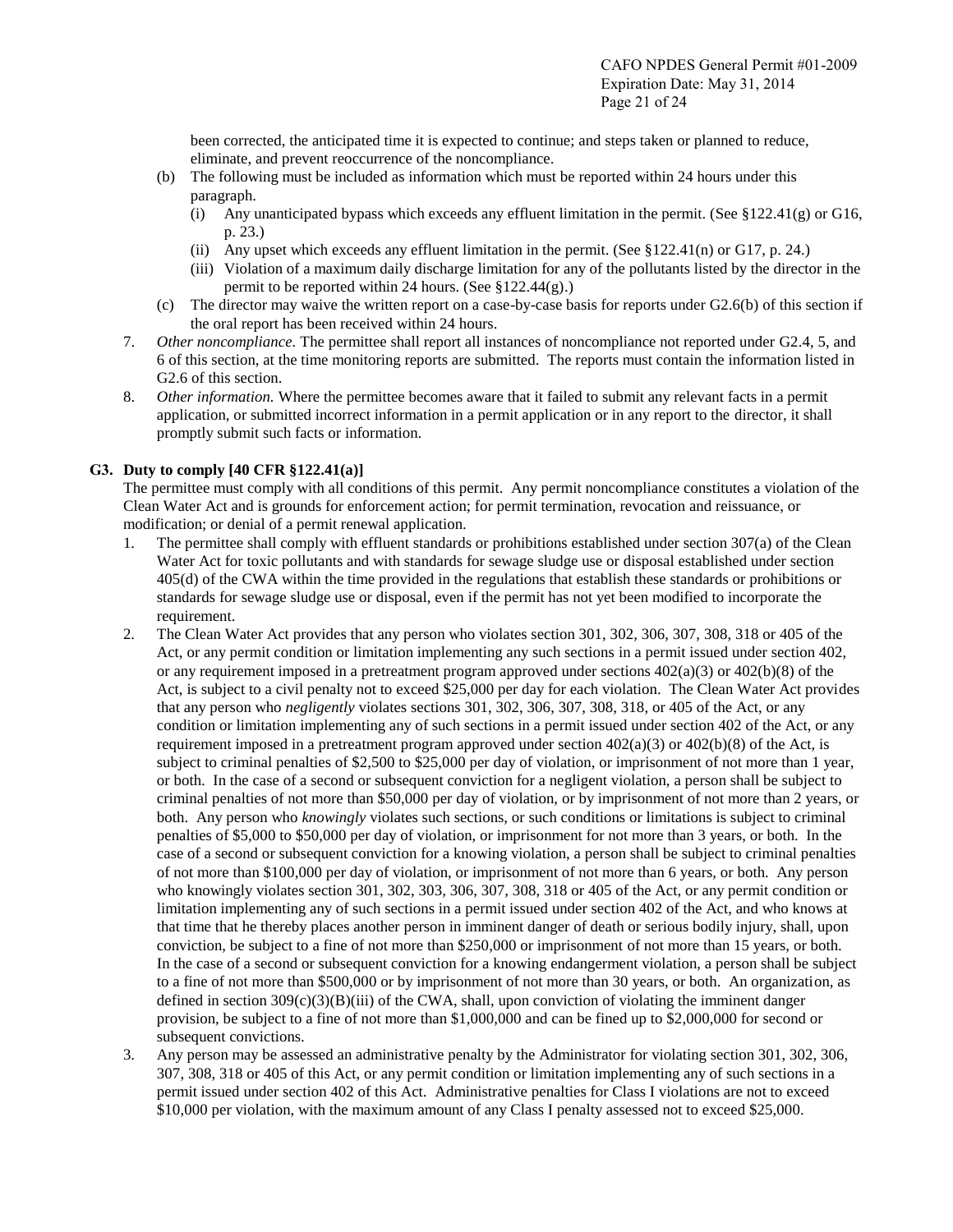been corrected, the anticipated time it is expected to continue; and steps taken or planned to reduce, eliminate, and prevent reoccurrence of the noncompliance.

(b) The following must be included as information which must be reported within 24 hours under this paragraph.
   (i) Any unanticipated bypass which exceeds any effluent limitation in the permit. (See §122.41(g) or G16, p. 23.)
   (ii) Any upset which exceeds any effluent limitation in the permit. (See §122.41(n) or G17, p. 24.)
   (iii) Violation of a maximum daily discharge limitation for any of the pollutants listed by the director in the permit to be reported within 24 hours. (See §122.44(g).)

(c) The director may waive the written report on a case-by-case basis for reports under G2.6(b) of this section if the oral report has been received within 24 hours.

7. *Other noncompliance.* The permittee shall report all instances of noncompliance not reported under G2.4, 5, and 6 of this section, at the time monitoring reports are submitted. The reports must contain the information listed in G2.6 of this section.
8. *Other information.* Where the permittee becomes aware that it failed to submit any relevant facts in a permit application, or submitted incorrect information in a permit application or in any report to the director, it shall promptly submit such facts or information.

### G3. Duty to comply [40 CFR §122.41(a)]

The permittee must comply with all conditions of this permit. Any permit noncompliance constitutes a violation of the Clean Water Act and is grounds for enforcement action; for permit termination, revocation and reissuance, or modification; or denial of a permit renewal application.

1. The permittee shall comply with effluent standards or prohibitions established under section 307(a) of the Clean Water Act for toxic pollutants and with standards for sewage sludge use or disposal established under section 405(d) of the CWA within the time provided in the regulations that establish these standards or prohibitions or standards for sewage sludge use or disposal, even if the permit has not yet been modified to incorporate the requirement.
2. The Clean Water Act provides that any person who violates section 301, 302, 306, 307, 308, 318 or 405 of the Act, or any permit condition or limitation implementing any such sections in a permit issued under section 402, or any requirement imposed in a pretreatment program approved under sections 402(a)(3) or 402(b)(8) of the Act, is subject to a civil penalty not to exceed \$25,000 per day for each violation. The Clean Water Act provides that any person who *negligently* violates sections 301, 302, 306, 307, 308, 318, or 405 of the Act, or any condition or limitation implementing any of such sections in a permit issued under section 402 of the Act, or any requirement imposed in a pretreatment program approved under section 402(a)(3) or 402(b)(8) of the Act, is subject to criminal penalties of \$2,500 to \$25,000 per day of violation, or imprisonment of not more than 1 year, or both. In the case of a second or subsequent conviction for a negligent violation, a person shall be subject to criminal penalties of not more than \$50,000 per day of violation, or by imprisonment of not more than 2 years, or both. Any person who *knowingly* violates such sections, or such conditions or limitations is subject to criminal penalties of \$5,000 to \$50,000 per day of violation, or imprisonment for not more than 3 years, or both. In the case of a second or subsequent conviction for a knowing violation, a person shall be subject to criminal penalties of not more than \$100,000 per day of violation, or imprisonment of not more than 6 years, or both. Any person who knowingly violates section 301, 302, 303, 306, 307, 308, 318 or 405 of the Act, or any permit condition or limitation implementing any of such sections in a permit issued under section 402 of the Act, and who knows at that time that he thereby places another person in imminent danger of death or serious bodily injury, shall, upon conviction, be subject to a fine of not more than \$250,000 or imprisonment of not more than 15 years, or both. In the case of a second or subsequent conviction for a knowing endangerment violation, a person shall be subject to a fine of not more than \$500,000 or by imprisonment of not more than 30 years, or both. An organization, as defined in section 309(c)(3)(B)(iii) of the CWA, shall, upon conviction of violating the imminent danger provision, be subject to a fine of not more than \$1,000,000 and can be fined up to \$2,000,000 for second or subsequent convictions.
3. Any person may be assessed an administrative penalty by the Administrator for violating section 301, 302, 306, 307, 308, 318 or 405 of this Act, or any permit condition or limitation implementing any of such sections in a permit issued under section 402 of this Act. Administrative penalties for Class I violations are not to exceed \$10,000 per violation, with the maximum amount of any Class I penalty assessed not to exceed \$25,000.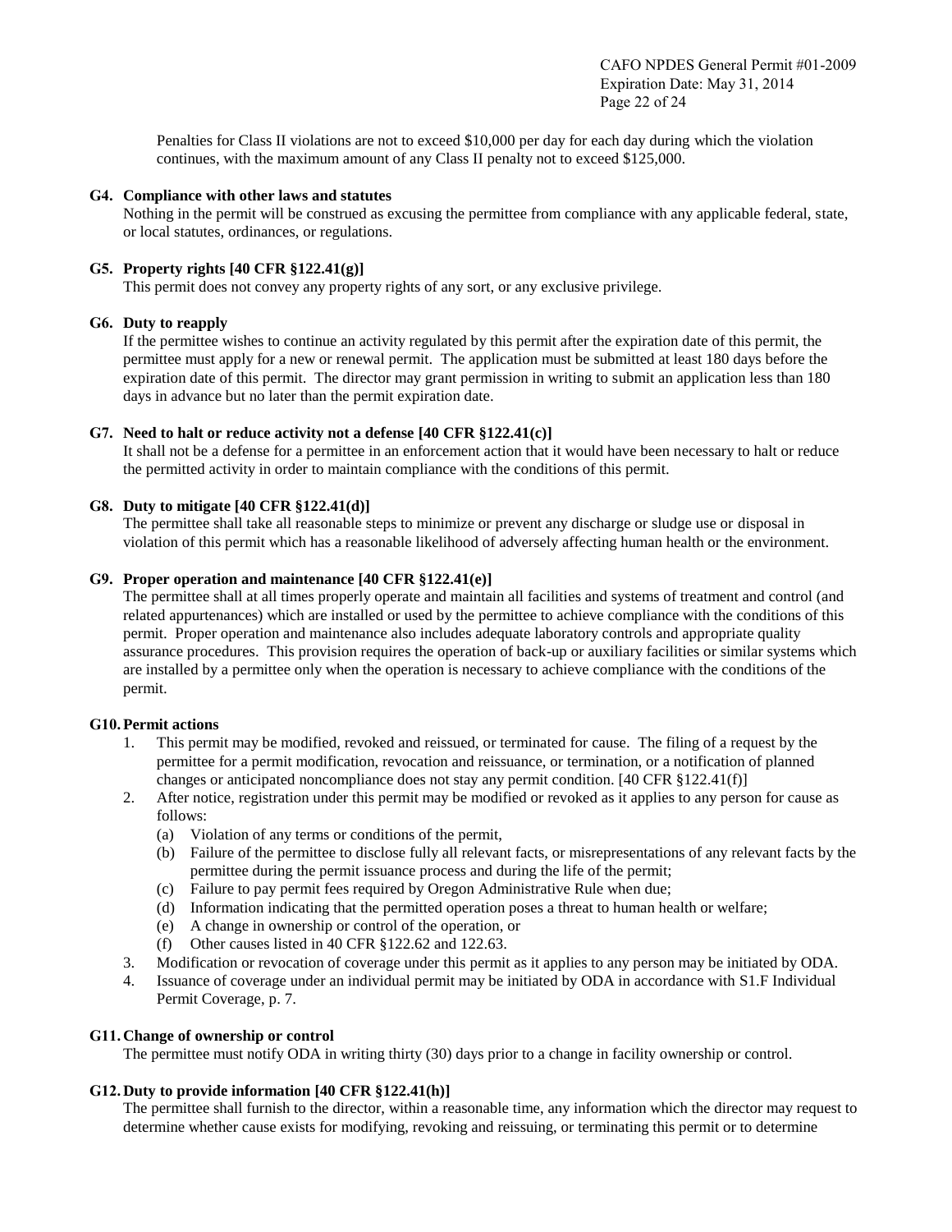Penalties for Class II violations are not to exceed $10,000 per day for each day during which the violation continues, with the maximum amount of any Class II penalty not to exceed $125,000.

**G4. Compliance with other laws and statutes**

Nothing in the permit will be construed as excusing the permittee from compliance with any applicable federal, state, or local statutes, ordinances, or regulations.

**G5. Property rights [40 CFR §122.41(g)]**

This permit does not convey any property rights of any sort, or any exclusive privilege.

**G6. Duty to reapply**

If the permittee wishes to continue an activity regulated by this permit after the expiration date of this permit, the permittee must apply for a new or renewal permit. The application must be submitted at least 180 days before the expiration date of this permit. The director may grant permission in writing to submit an application less than 180 days in advance but no later than the permit expiration date.

**G7. Need to halt or reduce activity not a defense [40 CFR §122.41(c)]**

It shall not be a defense for a permittee in an enforcement action that it would have been necessary to halt or reduce the permitted activity in order to maintain compliance with the conditions of this permit.

**G8. Duty to mitigate [40 CFR §122.41(d)]**

The permittee shall take all reasonable steps to minimize or prevent any discharge or sludge use or disposal in violation of this permit which has a reasonable likelihood of adversely affecting human health or the environment.

**G9. Proper operation and maintenance [40 CFR §122.41(e)]**

The permittee shall at all times properly operate and maintain all facilities and systems of treatment and control (and related appurtenances) which are installed or used by the permittee to achieve compliance with the conditions of this permit. Proper operation and maintenance also includes adequate laboratory controls and appropriate quality assurance procedures. This provision requires the operation of back-up or auxiliary facilities or similar systems which are installed by a permittee only when the operation is necessary to achieve compliance with the conditions of the permit.

**G10. Permit actions**

1. This permit may be modified, revoked and reissued, or terminated for cause. The filing of a request by the permittee for a permit modification, revocation and reissuance, or termination, or a notification of planned changes or anticipated noncompliance does not stay any permit condition. [40 CFR §122.41(f)]
2. After notice, registration under this permit may be modified or revoked as it applies to any person for cause as follows:
   (a) Violation of any terms or conditions of the permit,
   (b) Failure of the permittee to disclose fully all relevant facts, or misrepresentations of any relevant facts by the permittee during the permit issuance process and during the life of the permit;
   (c) Failure to pay permit fees required by Oregon Administrative Rule when due;
   (d) Information indicating that the permitted operation poses a threat to human health or welfare;
   (e) A change in ownership or control of the operation, or
   (f) Other causes listed in 40 CFR §122.62 and 122.63.
3. Modification or revocation of coverage under this permit as it applies to any person may be initiated by ODA.
4. Issuance of coverage under an individual permit may be initiated by ODA in accordance with S1.F Individual Permit Coverage, p. 7.

**G11. Change of ownership or control**

The permittee must notify ODA in writing thirty (30) days prior to a change in facility ownership or control.

**G12. Duty to provide information [40 CFR §122.41(h)]**

The permittee shall furnish to the director, within a reasonable time, any information which the director may request to determine whether cause exists for modifying, revoking and reissuing, or terminating this permit or to determine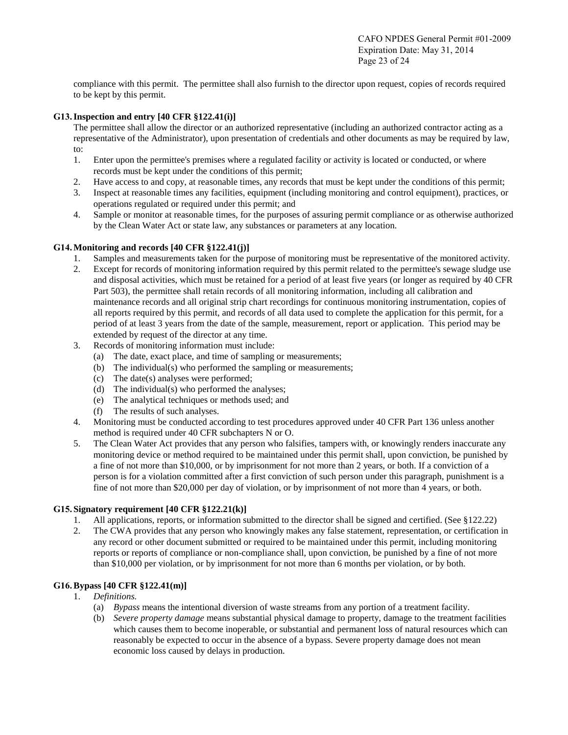compliance with this permit. The permittee shall also furnish to the director upon request, copies of records required to be kept by this permit.

**G13. Inspection and entry [40 CFR §122.41(i)]**

The permittee shall allow the director or an authorized representative (including an authorized contractor acting as a representative of the Administrator), upon presentation of credentials and other documents as may be required by law, to:

1. Enter upon the permittee's premises where a regulated facility or activity is located or conducted, or where records must be kept under the conditions of this permit;
2. Have access to and copy, at reasonable times, any records that must be kept under the conditions of this permit;
3. Inspect at reasonable times any facilities, equipment (including monitoring and control equipment), practices, or operations regulated or required under this permit; and
4. Sample or monitor at reasonable times, for the purposes of assuring permit compliance or as otherwise authorized by the Clean Water Act or state law, any substances or parameters at any location.

**G14. Monitoring and records [40 CFR §122.41(j)]**

1. Samples and measurements taken for the purpose of monitoring must be representative of the monitored activity.
2. Except for records of monitoring information required by this permit related to the permittee's sewage sludge use and disposal activities, which must be retained for a period of at least five years (or longer as required by 40 CFR Part 503), the permittee shall retain records of all monitoring information, including all calibration and maintenance records and all original strip chart recordings for continuous monitoring instrumentation, copies of all reports required by this permit, and records of all data used to complete the application for this permit, for a period of at least 3 years from the date of the sample, measurement, report or application. This period may be extended by request of the director at any time.
3. Records of monitoring information must include:
   (a) The date, exact place, and time of sampling or measurements;
   (b) The individual(s) who performed the sampling or measurements;
   (c) The date(s) analyses were performed;
   (d) The individual(s) who performed the analyses;
   (e) The analytical techniques or methods used; and
   (f) The results of such analyses.
4. Monitoring must be conducted according to test procedures approved under 40 CFR Part 136 unless another method is required under 40 CFR subchapters N or O.
5. The Clean Water Act provides that any person who falsifies, tampers with, or knowingly renders inaccurate any monitoring device or method required to be maintained under this permit shall, upon conviction, be punished by a fine of not more than $10,000, or by imprisonment for not more than 2 years, or both. If a conviction of a person is for a violation committed after a first conviction of such person under this paragraph, punishment is a fine of not more than $20,000 per day of violation, or by imprisonment of not more than 4 years, or both.

**G15. Signatory requirement [40 CFR §122.21(k)]**

1. All applications, reports, or information submitted to the director shall be signed and certified. (See §122.22)
2. The CWA provides that any person who knowingly makes any false statement, representation, or certification in any record or other document submitted or required to be maintained under this permit, including monitoring reports or reports of compliance or non-compliance shall, upon conviction, be punished by a fine of not more than $10,000 per violation, or by imprisonment for not more than 6 months per violation, or by both.

**G16. Bypass [40 CFR §122.41(m)]**

1. *Definitions.*
   (a) *Bypass* means the intentional diversion of waste streams from any portion of a treatment facility.
   (b) *Severe property damage* means substantial physical damage to property, damage to the treatment facilities which causes them to become inoperable, or substantial and permanent loss of natural resources which can reasonably be expected to occur in the absence of a bypass. Severe property damage does not mean economic loss caused by delays in production.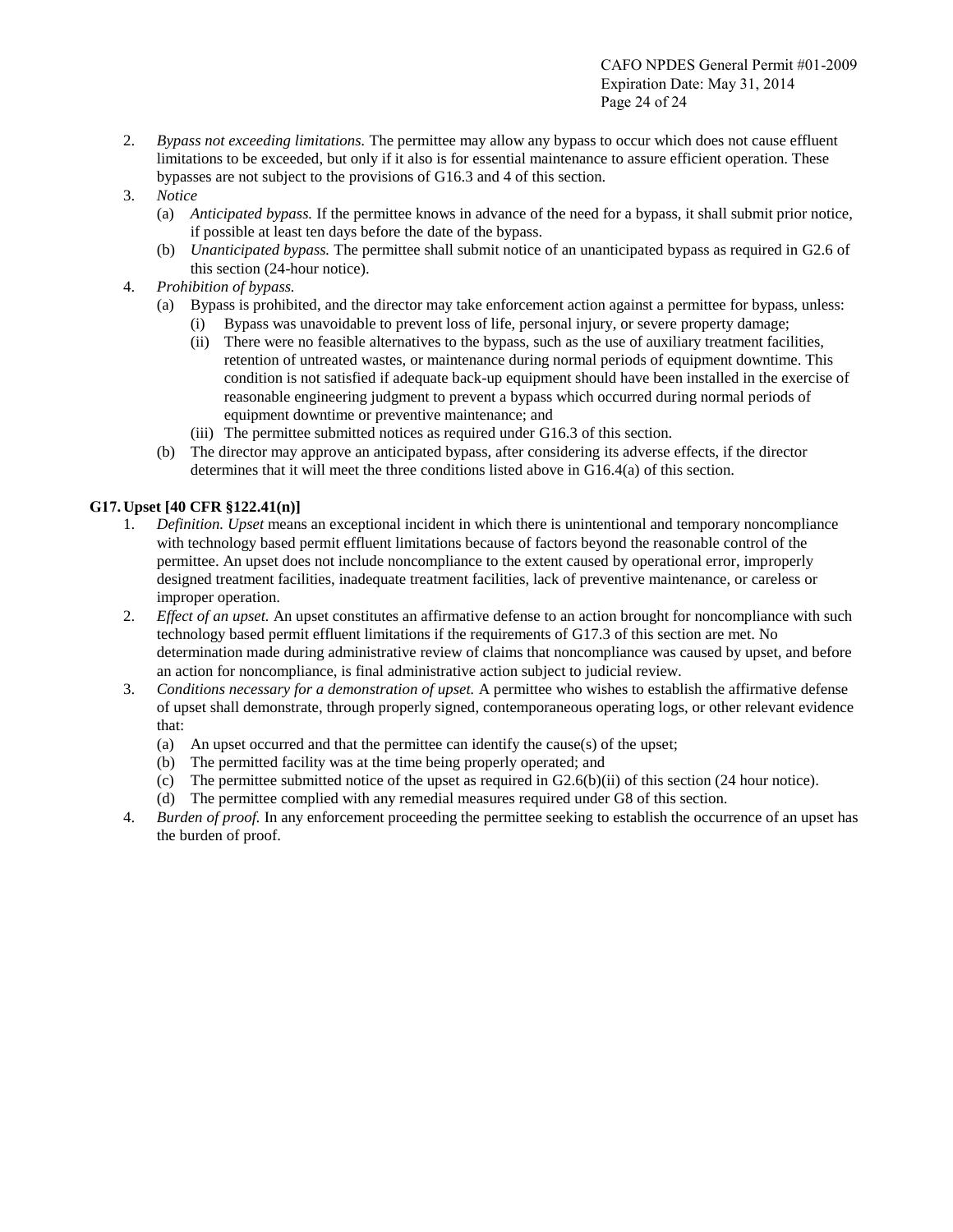2. *Bypass not exceeding limitations.* The permittee may allow any bypass to occur which does not cause effluent limitations to be exceeded, but only if it also is for essential maintenance to assure efficient operation. These bypasses are not subject to the provisions of G16.3 and 4 of this section.
3. *Notice*
   (a) *Anticipated bypass.* If the permittee knows in advance of the need for a bypass, it shall submit prior notice, if possible at least ten days before the date of the bypass.
   (b) *Unanticipated bypass.* The permittee shall submit notice of an unanticipated bypass as required in G2.6 of this section (24-hour notice).
4. *Prohibition of bypass.*
   (a) Bypass is prohibited, and the director may take enforcement action against a permittee for bypass, unless:
      (i) Bypass was unavoidable to prevent loss of life, personal injury, or severe property damage;
      (ii) There were no feasible alternatives to the bypass, such as the use of auxiliary treatment facilities, retention of untreated wastes, or maintenance during normal periods of equipment downtime. This condition is not satisfied if adequate back-up equipment should have been installed in the exercise of reasonable engineering judgment to prevent a bypass which occurred during normal periods of equipment downtime or preventive maintenance; and
      (iii) The permittee submitted notices as required under G16.3 of this section.
   (b) The director may approve an anticipated bypass, after considering its adverse effects, if the director determines that it will meet the three conditions listed above in G16.4(a) of this section.

**G17. Upset [40 CFR §122.41(n)]**

1. *Definition. Upset* means an exceptional incident in which there is unintentional and temporary noncompliance with technology based permit effluent limitations because of factors beyond the reasonable control of the permittee. An upset does not include noncompliance to the extent caused by operational error, improperly designed treatment facilities, inadequate treatment facilities, lack of preventive maintenance, or careless or improper operation.
2. *Effect of an upset.* An upset constitutes an affirmative defense to an action brought for noncompliance with such technology based permit effluent limitations if the requirements of G17.3 of this section are met. No determination made during administrative review of claims that noncompliance was caused by upset, and before an action for noncompliance, is final administrative action subject to judicial review.
3. *Conditions necessary for a demonstration of upset.* A permittee who wishes to establish the affirmative defense of upset shall demonstrate, through properly signed, contemporaneous operating logs, or other relevant evidence that:
   (a) An upset occurred and that the permittee can identify the cause(s) of the upset;
   (b) The permitted facility was at the time being properly operated; and
   (c) The permittee submitted notice of the upset as required in G2.6(b)(ii) of this section (24 hour notice).
   (d) The permittee complied with any remedial measures required under G8 of this section.
4. *Burden of proof.* In any enforcement proceeding the permittee seeking to establish the occurrence of an upset has the burden of proof.